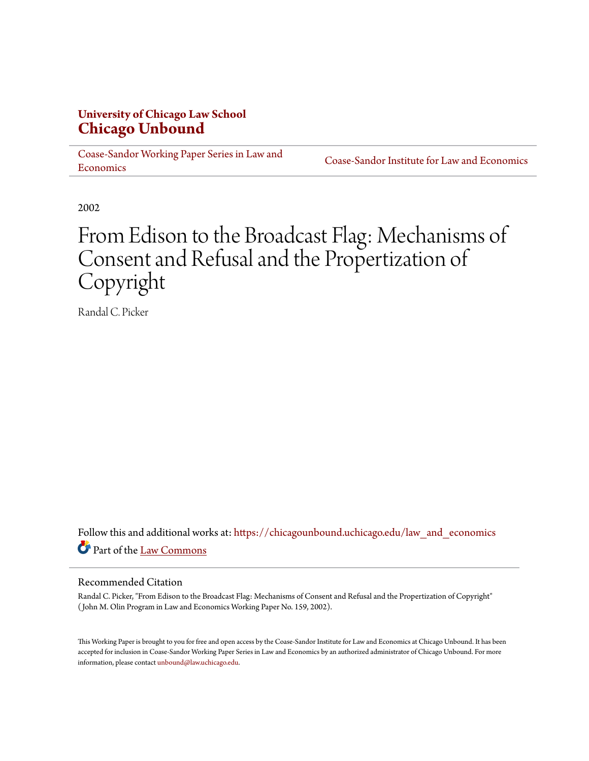**University of Chicago Law School**
# Chicago Unbound

Coase-Sandor Working Paper Series in Law and Economics | Coase-Sandor Institute for Law and Economics

2002

# From Edison to the Broadcast Flag: Mechanisms of Consent and Refusal and the Propertization of Copyright

Randal C. Picker

Follow this and additional works at: https://chicagounbound.uchicago.edu/law_and_economics

Part of the Law Commons

## Recommended Citation

Randal C. Picker, "From Edison to the Broadcast Flag: Mechanisms of Consent and Refusal and the Propertization of Copyright" (John M. Olin Program in Law and Economics Working Paper No. 159, 2002).

This Working Paper is brought to you for free and open access by the Coase-Sandor Institute for Law and Economics at Chicago Unbound. It has been accepted for inclusion in Coase-Sandor Working Paper Series in Law and Economics by an authorized administrator of Chicago Unbound. For more information, please contact unbound@law.uchicago.edu.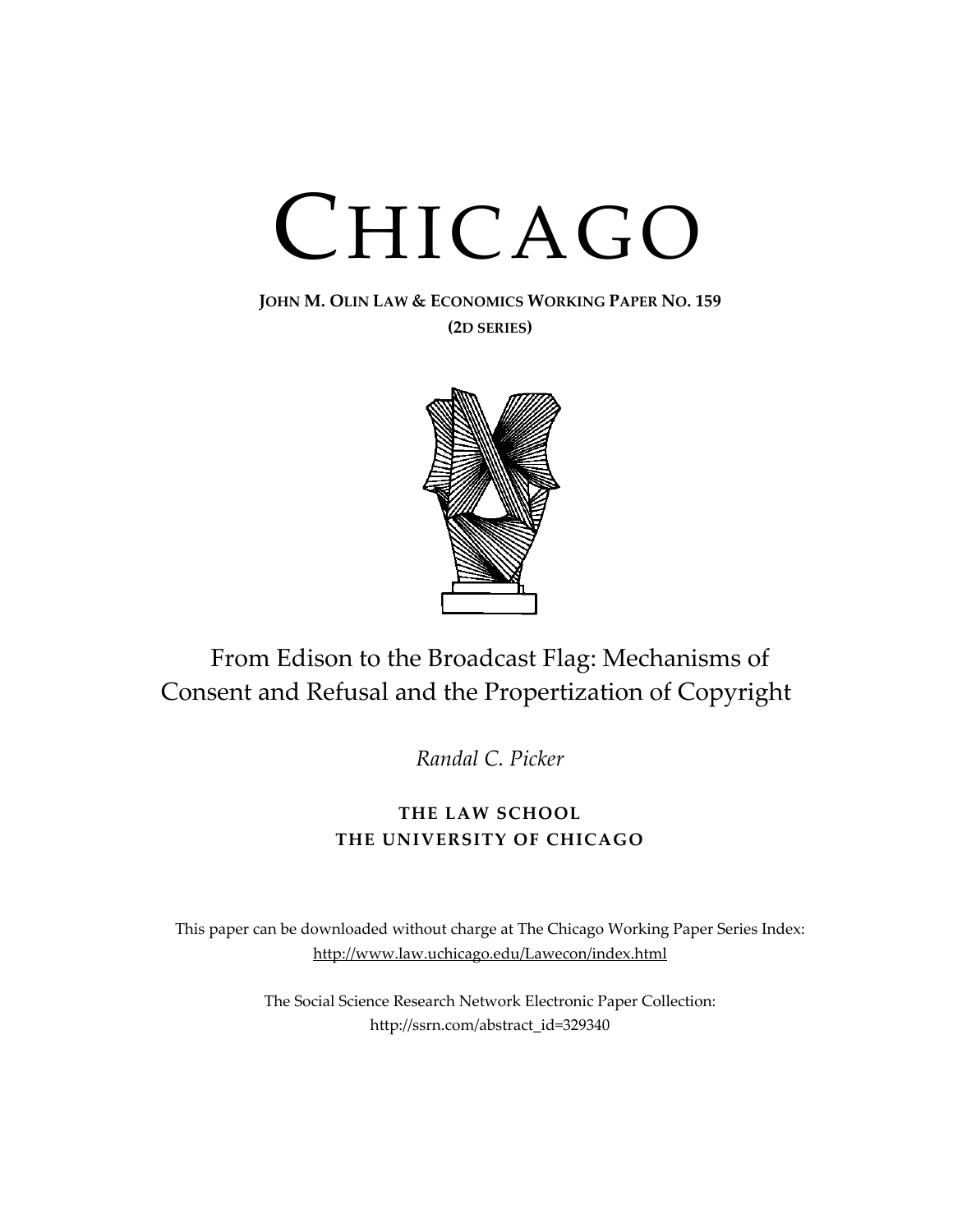# CHICAGO

**JOHN M. OLIN LAW & ECONOMICS WORKING PAPER NO. 159**
**(2D SERIES)**

From Edison to the Broadcast Flag: Mechanisms of Consent and Refusal and the Propertization of Copyright

*Randal C. Picker*

**THE LAW SCHOOL**
**THE UNIVERSITY OF CHICAGO**

This paper can be downloaded without charge at The Chicago Working Paper Series Index: http://www.law.uchicago.edu/Lawecon/index.html

The Social Science Research Network Electronic Paper Collection: http://ssrn.com/abstract_id=329340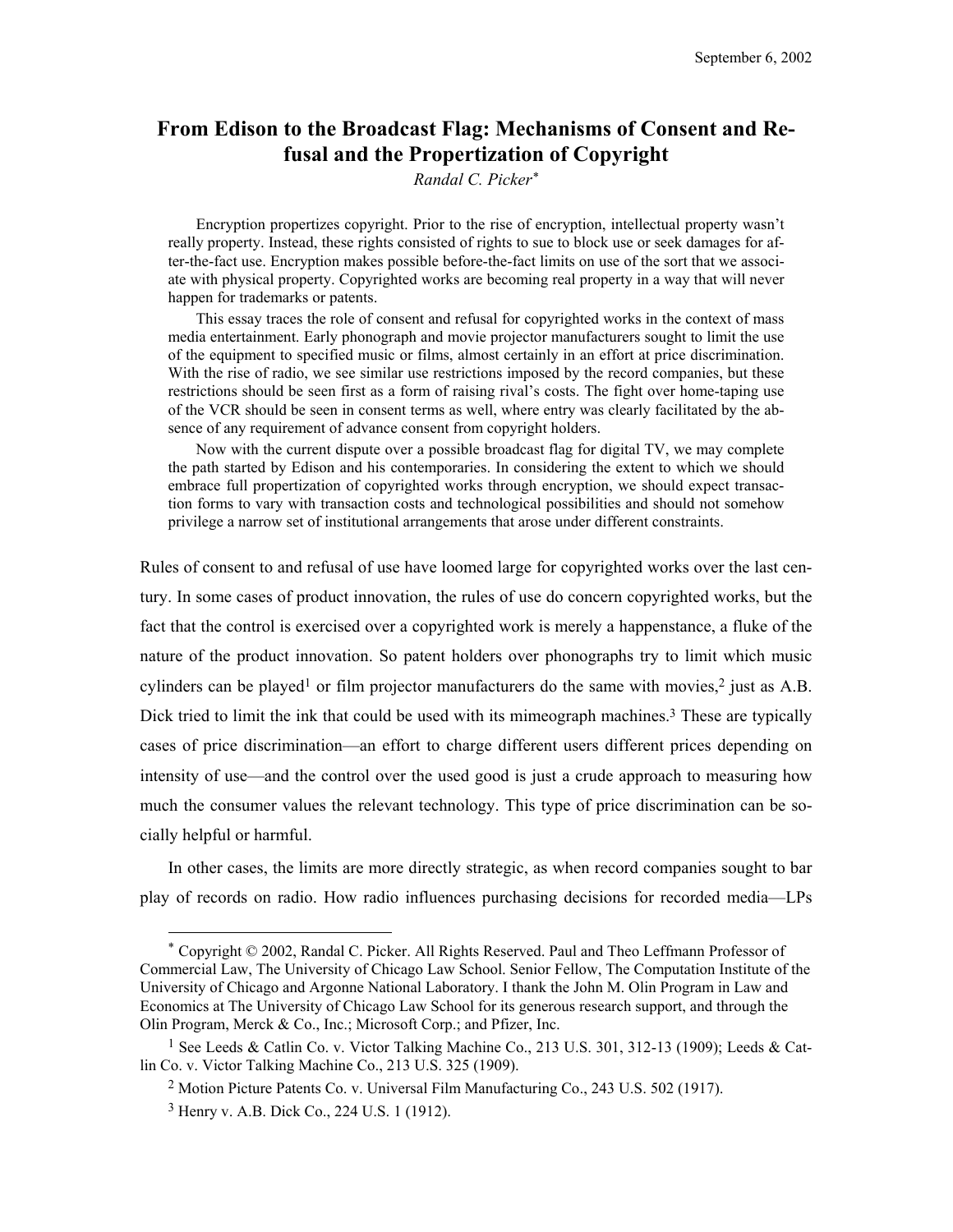September 6, 2002

# From Edison to the Broadcast Flag: Mechanisms of Consent and Refusal and the Propertization of Copyright

*Randal C. Picker*[*]

> Encryption propertizes copyright. Prior to the rise of encryption, intellectual property wasn't really property. Instead, these rights consisted of rights to sue to block use or seek damages for after-the-fact use. Encryption makes possible before-the-fact limits on use of the sort that we associate with physical property. Copyrighted works are becoming real property in a way that will never happen for trademarks or patents.
>
> This essay traces the role of consent and refusal for copyrighted works in the context of mass media entertainment. Early phonograph and movie projector manufacturers sought to limit the use of the equipment to specified music or films, almost certainly in an effort at price discrimination. With the rise of radio, we see similar use restrictions imposed by the record companies, but these restrictions should be seen first as a form of raising rival's costs. The fight over home-taping use of the VCR should be seen in consent terms as well, where entry was clearly facilitated by the absence of any requirement of advance consent from copyright holders.
>
> Now with the current dispute over a possible broadcast flag for digital TV, we may complete the path started by Edison and his contemporaries. In considering the extent to which we should embrace full propertization of copyrighted works through encryption, we should expect transaction forms to vary with transaction costs and technological possibilities and should not somehow privilege a narrow set of institutional arrangements that arose under different constraints.

Rules of consent to and refusal of use have loomed large for copyrighted works over the last century. In some cases of product innovation, the rules of use do concern copyrighted works, but the fact that the control is exercised over a copyrighted work is merely a happenstance, a fluke of the nature of the product innovation. So patent holders over phonographs try to limit which music cylinders can be played[1] or film projector manufacturers do the same with movies,[2] just as A.B. Dick tried to limit the ink that could be used with its mimeograph machines.[3] These are typically cases of price discrimination—an effort to charge different users different prices depending on intensity of use—and the control over the used good is just a crude approach to measuring how much the consumer values the relevant technology. This type of price discrimination can be socially helpful or harmful.

In other cases, the limits are more directly strategic, as when record companies sought to bar play of records on radio. How radio influences purchasing decisions for recorded media—LPs

---

[*] Copyright © 2002, Randal C. Picker. All Rights Reserved. Paul and Theo Leffmann Professor of Commercial Law, The University of Chicago Law School. Senior Fellow, The Computation Institute of the University of Chicago and Argonne National Laboratory. I thank the John M. Olin Program in Law and Economics at The University of Chicago Law School for its generous research support, and through the Olin Program, Merck & Co., Inc.; Microsoft Corp.; and Pfizer, Inc.

[1] See Leeds & Catlin Co. v. Victor Talking Machine Co., 213 U.S. 301, 312-13 (1909); Leeds & Catlin Co. v. Victor Talking Machine Co., 213 U.S. 325 (1909).

[2] Motion Picture Patents Co. v. Universal Film Manufacturing Co., 243 U.S. 502 (1917).

[3] Henry v. A.B. Dick Co., 224 U.S. 1 (1912).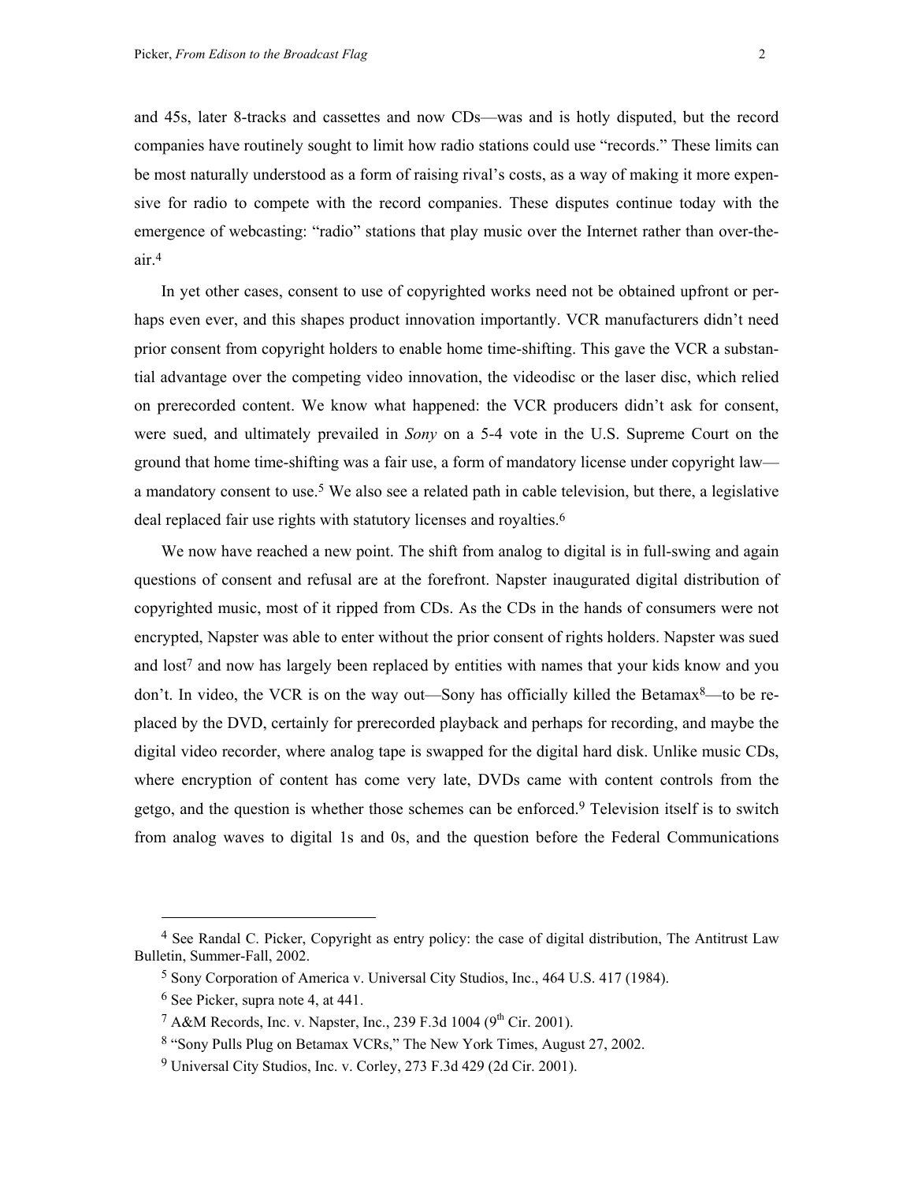and 45s, later 8-tracks and cassettes and now CDs—was and is hotly disputed, but the record companies have routinely sought to limit how radio stations could use "records." These limits can be most naturally understood as a form of raising rival's costs, as a way of making it more expensive for radio to compete with the record companies. These disputes continue today with the emergence of webcasting: "radio" stations that play music over the Internet rather than over-the-air.[4]

In yet other cases, consent to use of copyrighted works need not be obtained upfront or perhaps even ever, and this shapes product innovation importantly. VCR manufacturers didn't need prior consent from copyright holders to enable home time-shifting. This gave the VCR a substantial advantage over the competing video innovation, the videodisc or the laser disc, which relied on prerecorded content. We know what happened: the VCR producers didn't ask for consent, were sued, and ultimately prevailed in *Sony* on a 5-4 vote in the U.S. Supreme Court on the ground that home time-shifting was a fair use, a form of mandatory license under copyright law—a mandatory consent to use.[5] We also see a related path in cable television, but there, a legislative deal replaced fair use rights with statutory licenses and royalties.[6]

We now have reached a new point. The shift from analog to digital is in full-swing and again questions of consent and refusal are at the forefront. Napster inaugurated digital distribution of copyrighted music, most of it ripped from CDs. As the CDs in the hands of consumers were not encrypted, Napster was able to enter without the prior consent of rights holders. Napster was sued and lost[7] and now has largely been replaced by entities with names that your kids know and you don't. In video, the VCR is on the way out—Sony has officially killed the Betamax[8]—to be replaced by the DVD, certainly for prerecorded playback and perhaps for recording, and maybe the digital video recorder, where analog tape is swapped for the digital hard disk. Unlike music CDs, where encryption of content has come very late, DVDs came with content controls from the getgo, and the question is whether those schemes can be enforced.[9] Television itself is to switch from analog waves to digital 1s and 0s, and the question before the Federal Communications

---

[4] See Randal C. Picker, Copyright as entry policy: the case of digital distribution, The Antitrust Law Bulletin, Summer-Fall, 2002.

[5] Sony Corporation of America v. Universal City Studios, Inc., 464 U.S. 417 (1984).

[6] See Picker, supra note 4, at 441.

[7] A&M Records, Inc. v. Napster, Inc., 239 F.3d 1004 (9th Cir. 2001).

[8] "Sony Pulls Plug on Betamax VCRs," The New York Times, August 27, 2002.

[9] Universal City Studios, Inc. v. Corley, 273 F.3d 429 (2d Cir. 2001).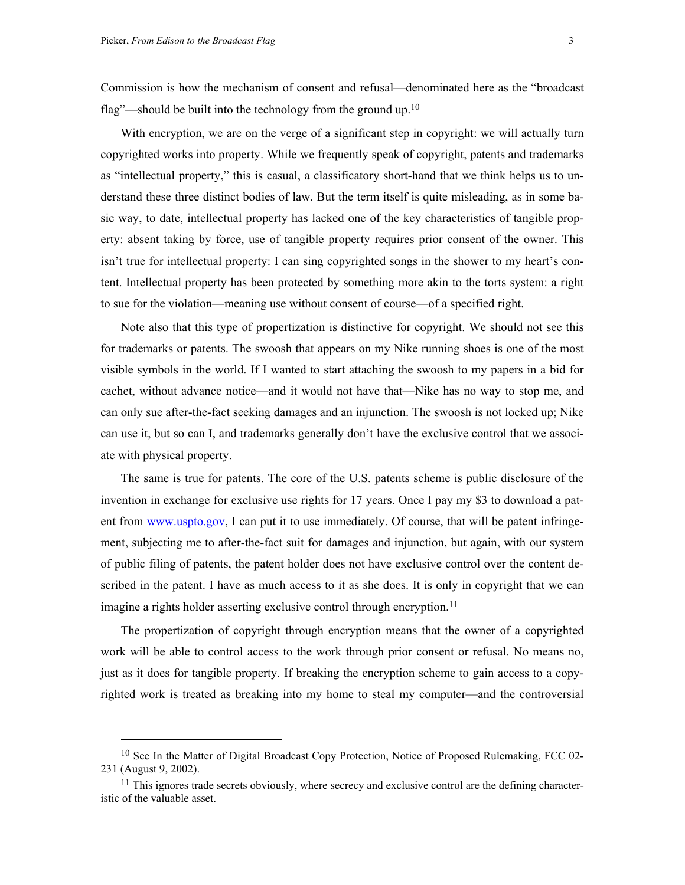Commission is how the mechanism of consent and refusal—denominated here as the "broadcast flag"—should be built into the technology from the ground up.[10]

With encryption, we are on the verge of a significant step in copyright: we will actually turn copyrighted works into property. While we frequently speak of copyright, patents and trademarks as "intellectual property," this is casual, a classificatory short-hand that we think helps us to understand these three distinct bodies of law. But the term itself is quite misleading, as in some basic way, to date, intellectual property has lacked one of the key characteristics of tangible property: absent taking by force, use of tangible property requires prior consent of the owner. This isn't true for intellectual property: I can sing copyrighted songs in the shower to my heart's content. Intellectual property has been protected by something more akin to the torts system: a right to sue for the violation—meaning use without consent of course—of a specified right.

Note also that this type of propertization is distinctive for copyright. We should not see this for trademarks or patents. The swoosh that appears on my Nike running shoes is one of the most visible symbols in the world. If I wanted to start attaching the swoosh to my papers in a bid for cachet, without advance notice—and it would not have that—Nike has no way to stop me, and can only sue after-the-fact seeking damages and an injunction. The swoosh is not locked up; Nike can use it, but so can I, and trademarks generally don't have the exclusive control that we associate with physical property.

The same is true for patents. The core of the U.S. patents scheme is public disclosure of the invention in exchange for exclusive use rights for 17 years. Once I pay my $3 to download a patent from [www.uspto.gov](www.uspto.gov), I can put it to use immediately. Of course, that will be patent infringement, subjecting me to after-the-fact suit for damages and injunction, but again, with our system of public filing of patents, the patent holder does not have exclusive control over the content described in the patent. I have as much access to it as she does. It is only in copyright that we can imagine a rights holder asserting exclusive control through encryption.[11]

The propertization of copyright through encryption means that the owner of a copyrighted work will be able to control access to the work through prior consent or refusal. No means no, just as it does for tangible property. If breaking the encryption scheme to gain access to a copyrighted work is treated as breaking into my home to steal my computer—and the controversial

---

[10] See In the Matter of Digital Broadcast Copy Protection, Notice of Proposed Rulemaking, FCC 02-231 (August 9, 2002).

[11] This ignores trade secrets obviously, where secrecy and exclusive control are the defining characteristic of the valuable asset.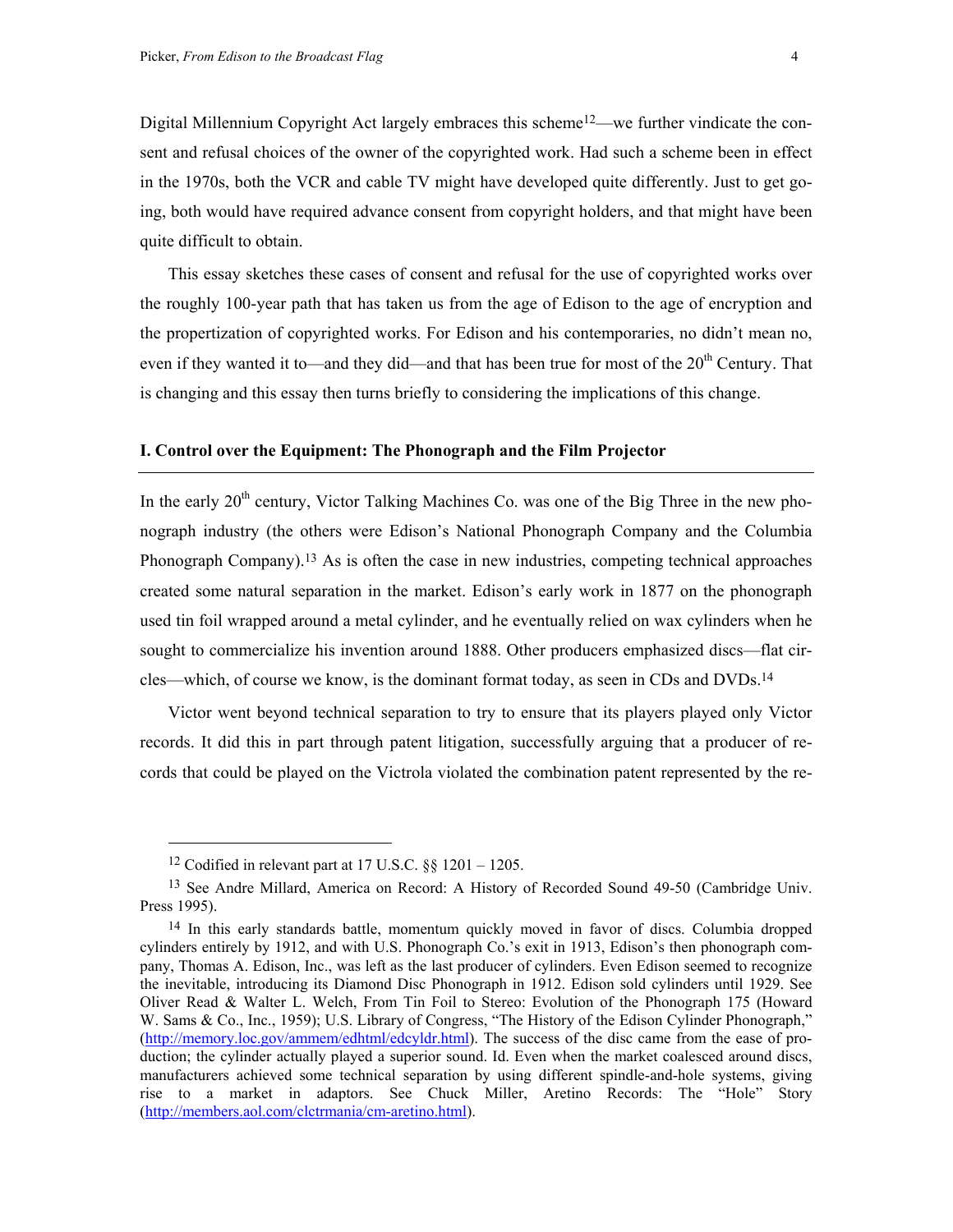Digital Millennium Copyright Act largely embraces this scheme[12]—we further vindicate the consent and refusal choices of the owner of the copyrighted work. Had such a scheme been in effect in the 1970s, both the VCR and cable TV might have developed quite differently. Just to get going, both would have required advance consent from copyright holders, and that might have been quite difficult to obtain.

This essay sketches these cases of consent and refusal for the use of copyrighted works over the roughly 100-year path that has taken us from the age of Edison to the age of encryption and the propertization of copyrighted works. For Edison and his contemporaries, no didn't mean no, even if they wanted it to—and they did—and that has been true for most of the 20th Century. That is changing and this essay then turns briefly to considering the implications of this change.

## I. Control over the Equipment: The Phonograph and the Film Projector

In the early 20th century, Victor Talking Machines Co. was one of the Big Three in the new phonograph industry (the others were Edison's National Phonograph Company and the Columbia Phonograph Company).[13] As is often the case in new industries, competing technical approaches created some natural separation in the market. Edison's early work in 1877 on the phonograph used tin foil wrapped around a metal cylinder, and he eventually relied on wax cylinders when he sought to commercialize his invention around 1888. Other producers emphasized discs—flat circles—which, of course we know, is the dominant format today, as seen in CDs and DVDs.[14]

Victor went beyond technical separation to try to ensure that its players played only Victor records. It did this in part through patent litigation, successfully arguing that a producer of records that could be played on the Victrola violated the combination patent represented by the re-

---

[12] Codified in relevant part at 17 U.S.C. §§ 1201 – 1205.

[13] See Andre Millard, America on Record: A History of Recorded Sound 49-50 (Cambridge Univ. Press 1995).

[14] In this early standards battle, momentum quickly moved in favor of discs. Columbia dropped cylinders entirely by 1912, and with U.S. Phonograph Co.'s exit in 1913, Edison's then phonograph company, Thomas A. Edison, Inc., was left as the last producer of cylinders. Even Edison seemed to recognize the inevitable, introducing its Diamond Disc Phonograph in 1912. Edison sold cylinders until 1929. See Oliver Read & Walter L. Welch, From Tin Foil to Stereo: Evolution of the Phonograph 175 (Howard W. Sams & Co., Inc., 1959); U.S. Library of Congress, "The History of the Edison Cylinder Phonograph," (http://memory.loc.gov/ammem/edhtml/edcyldr.html). The success of the disc came from the ease of production; the cylinder actually played a superior sound. Id. Even when the market coalesced around discs, manufacturers achieved some technical separation by using different spindle-and-hole systems, giving rise to a market in adaptors. See Chuck Miller, Aretino Records: The "Hole" Story (http://members.aol.com/clctrmania/cm-aretino.html).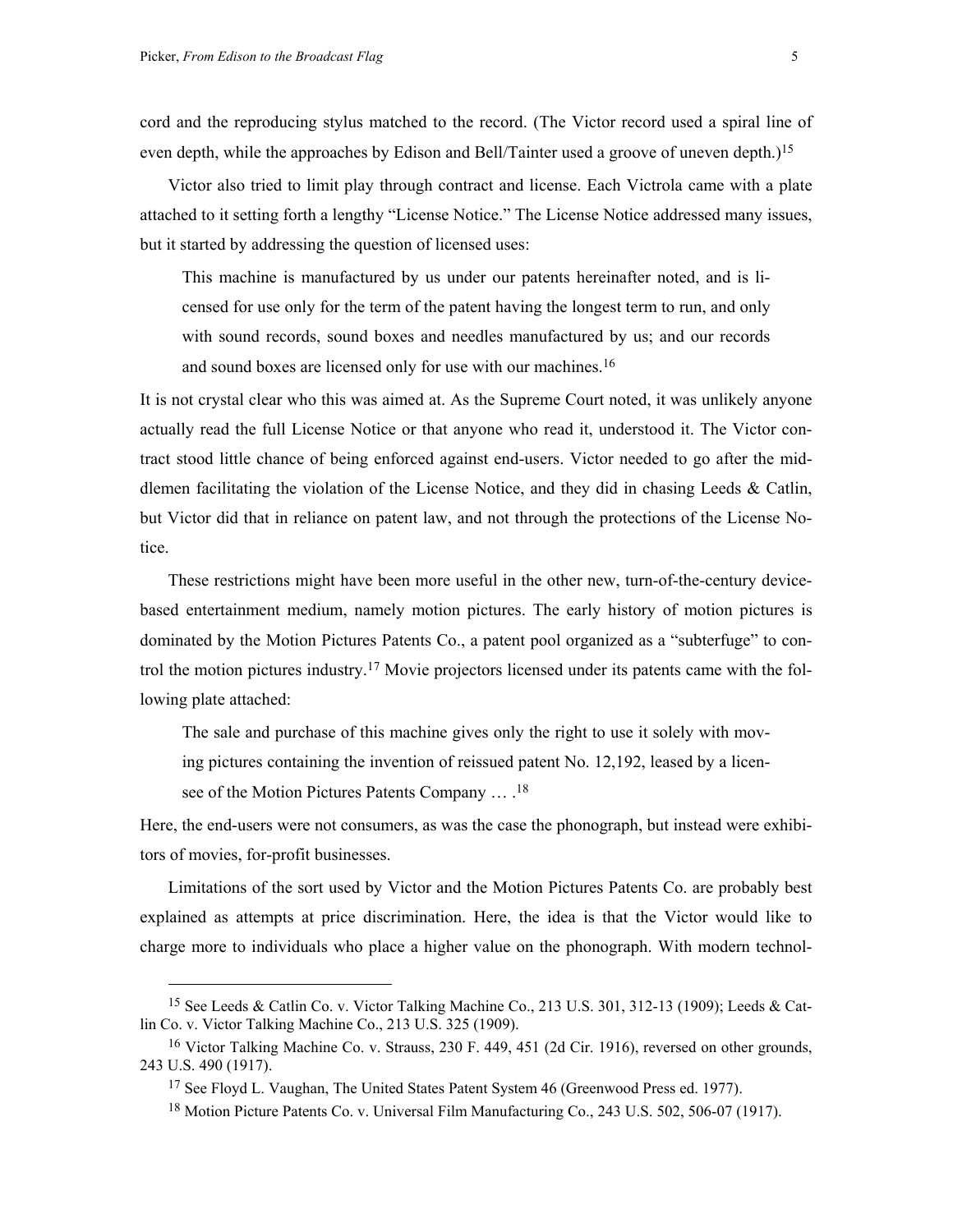cord and the reproducing stylus matched to the record. (The Victor record used a spiral line of even depth, while the approaches by Edison and Bell/Tainter used a groove of uneven depth.)[15]

Victor also tried to limit play through contract and license. Each Victrola came with a plate attached to it setting forth a lengthy "License Notice." The License Notice addressed many issues, but it started by addressing the question of licensed uses:

> This machine is manufactured by us under our patents hereinafter noted, and is licensed for use only for the term of the patent having the longest term to run, and only with sound records, sound boxes and needles manufactured by us; and our records and sound boxes are licensed only for use with our machines.[16]

It is not crystal clear who this was aimed at. As the Supreme Court noted, it was unlikely anyone actually read the full License Notice or that anyone who read it, understood it. The Victor contract stood little chance of being enforced against end-users. Victor needed to go after the middlemen facilitating the violation of the License Notice, and they did in chasing Leeds & Catlin, but Victor did that in reliance on patent law, and not through the protections of the License Notice.

These restrictions might have been more useful in the other new, turn-of-the-century device-based entertainment medium, namely motion pictures. The early history of motion pictures is dominated by the Motion Pictures Patents Co., a patent pool organized as a "subterfuge" to control the motion pictures industry.[17] Movie projectors licensed under its patents came with the following plate attached:

> The sale and purchase of this machine gives only the right to use it solely with moving pictures containing the invention of reissued patent No. 12,192, leased by a licensee of the Motion Pictures Patents Company … .[18]

Here, the end-users were not consumers, as was the case the phonograph, but instead were exhibitors of movies, for-profit businesses.

Limitations of the sort used by Victor and the Motion Pictures Patents Co. are probably best explained as attempts at price discrimination. Here, the idea is that the Victor would like to charge more to individuals who place a higher value on the phonograph. With modern technol-

---

[15] See Leeds & Catlin Co. v. Victor Talking Machine Co., 213 U.S. 301, 312-13 (1909); Leeds & Catlin Co. v. Victor Talking Machine Co., 213 U.S. 325 (1909).

[16] Victor Talking Machine Co. v. Strauss, 230 F. 449, 451 (2d Cir. 1916), reversed on other grounds, 243 U.S. 490 (1917).

[17] See Floyd L. Vaughan, The United States Patent System 46 (Greenwood Press ed. 1977).

[18] Motion Picture Patents Co. v. Universal Film Manufacturing Co., 243 U.S. 502, 506-07 (1917).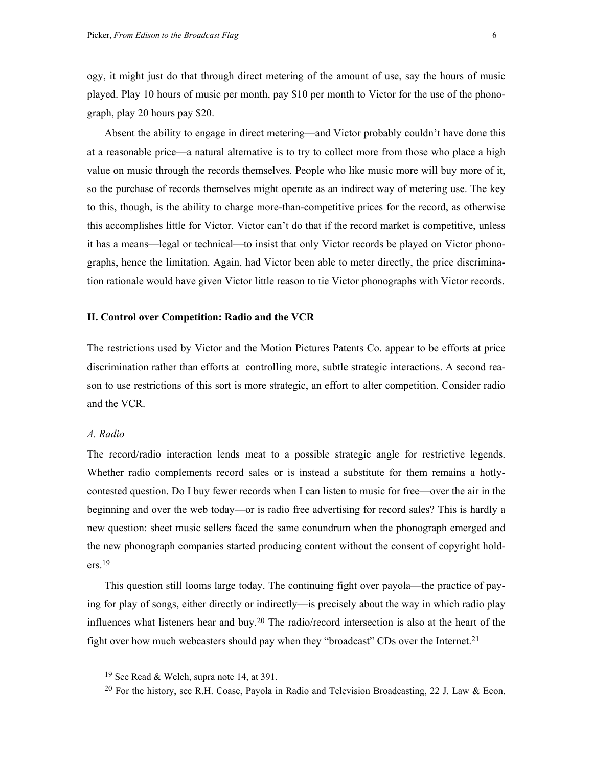ogy, it might just do that through direct metering of the amount of use, say the hours of music played. Play 10 hours of music per month, pay $10 per month to Victor for the use of the phonograph, play 20 hours pay $20.

Absent the ability to engage in direct metering—and Victor probably couldn't have done this at a reasonable price—a natural alternative is to try to collect more from those who place a high value on music through the records themselves. People who like music more will buy more of it, so the purchase of records themselves might operate as an indirect way of metering use. The key to this, though, is the ability to charge more-than-competitive prices for the record, as otherwise this accomplishes little for Victor. Victor can't do that if the record market is competitive, unless it has a means—legal or technical—to insist that only Victor records be played on Victor phonographs, hence the limitation. Again, had Victor been able to meter directly, the price discrimination rationale would have given Victor little reason to tie Victor phonographs with Victor records.

## II. Control over Competition: Radio and the VCR

The restrictions used by Victor and the Motion Pictures Patents Co. appear to be efforts at price discrimination rather than efforts at controlling more, subtle strategic interactions. A second reason to use restrictions of this sort is more strategic, an effort to alter competition. Consider radio and the VCR.

### *A. Radio*

The record/radio interaction lends meat to a possible strategic angle for restrictive legends. Whether radio complements record sales or is instead a substitute for them remains a hotly-contested question. Do I buy fewer records when I can listen to music for free—over the air in the beginning and over the web today—or is radio free advertising for record sales? This is hardly a new question: sheet music sellers faced the same conundrum when the phonograph emerged and the new phonograph companies started producing content without the consent of copyright holders.[19]

This question still looms large today. The continuing fight over payola—the practice of paying for play of songs, either directly or indirectly—is precisely about the way in which radio play influences what listeners hear and buy.[20] The radio/record intersection is also at the heart of the fight over how much webcasters should pay when they "broadcast" CDs over the Internet.[21]

---

[19] See Read & Welch, supra note 14, at 391.

[20] For the history, see R.H. Coase, Payola in Radio and Television Broadcasting, 22 J. Law & Econ.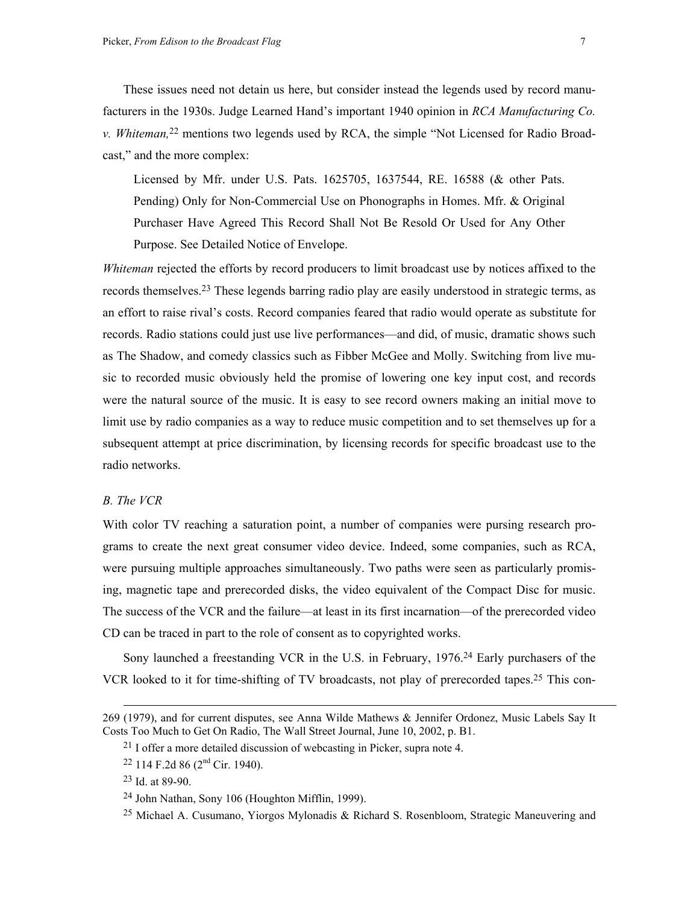These issues need not detain us here, but consider instead the legends used by record manufacturers in the 1930s. Judge Learned Hand's important 1940 opinion in *RCA Manufacturing Co. v. Whiteman,*[22] mentions two legends used by RCA, the simple "Not Licensed for Radio Broadcast," and the more complex:

> Licensed by Mfr. under U.S. Pats. 1625705, 1637544, RE. 16588 (& other Pats. Pending) Only for Non-Commercial Use on Phonographs in Homes. Mfr. & Original Purchaser Have Agreed This Record Shall Not Be Resold Or Used for Any Other Purpose. See Detailed Notice of Envelope.

*Whiteman* rejected the efforts by record producers to limit broadcast use by notices affixed to the records themselves.[23] These legends barring radio play are easily understood in strategic terms, as an effort to raise rival's costs. Record companies feared that radio would operate as substitute for records. Radio stations could just use live performances—and did, of music, dramatic shows such as The Shadow, and comedy classics such as Fibber McGee and Molly. Switching from live music to recorded music obviously held the promise of lowering one key input cost, and records were the natural source of the music. It is easy to see record owners making an initial move to limit use by radio companies as a way to reduce music competition and to set themselves up for a subsequent attempt at price discrimination, by licensing records for specific broadcast use to the radio networks.

### *B. The VCR*

With color TV reaching a saturation point, a number of companies were pursing research programs to create the next great consumer video device. Indeed, some companies, such as RCA, were pursuing multiple approaches simultaneously. Two paths were seen as particularly promising, magnetic tape and prerecorded disks, the video equivalent of the Compact Disc for music. The success of the VCR and the failure—at least in its first incarnation—of the prerecorded video CD can be traced in part to the role of consent as to copyrighted works.

Sony launched a freestanding VCR in the U.S. in February, 1976.[24] Early purchasers of the VCR looked to it for time-shifting of TV broadcasts, not play of prerecorded tapes.[25] This con-

---

269 (1979), and for current disputes, see Anna Wilde Mathews & Jennifer Ordonez, Music Labels Say It Costs Too Much to Get On Radio, The Wall Street Journal, June 10, 2002, p. B1.

[21] I offer a more detailed discussion of webcasting in Picker, supra note 4.

[22] 114 F.2d 86 (2nd Cir. 1940).

[23] Id. at 89-90.

[24] John Nathan, Sony 106 (Houghton Mifflin, 1999).

[25] Michael A. Cusumano, Yiorgos Mylonadis & Richard S. Rosenbloom, Strategic Maneuvering and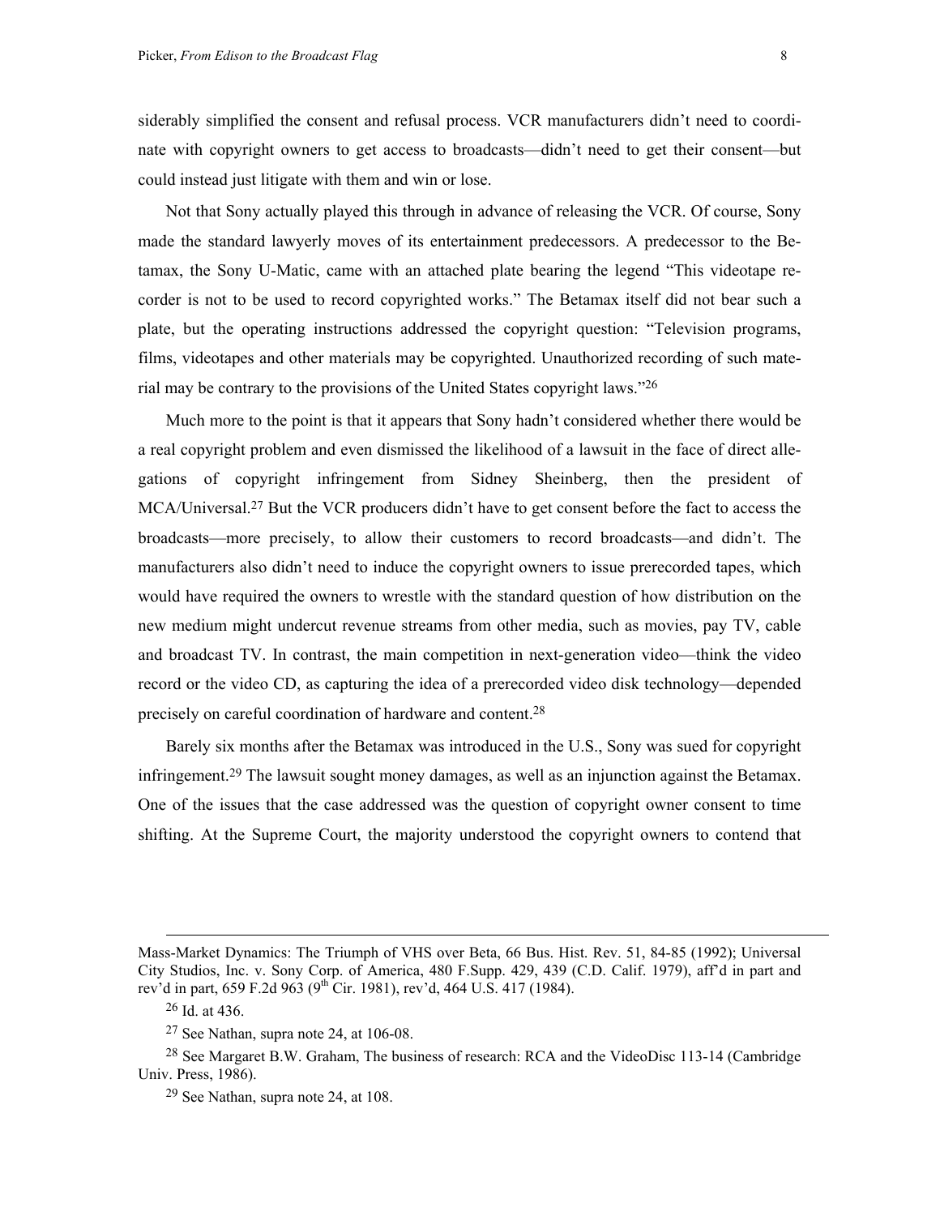siderably simplified the consent and refusal process. VCR manufacturers didn't need to coordinate with copyright owners to get access to broadcasts—didn't need to get their consent—but could instead just litigate with them and win or lose.

Not that Sony actually played this through in advance of releasing the VCR. Of course, Sony made the standard lawyerly moves of its entertainment predecessors. A predecessor to the Betamax, the Sony U-Matic, came with an attached plate bearing the legend "This videotape recorder is not to be used to record copyrighted works." The Betamax itself did not bear such a plate, but the operating instructions addressed the copyright question: "Television programs, films, videotapes and other materials may be copyrighted. Unauthorized recording of such material may be contrary to the provisions of the United States copyright laws."[26]

Much more to the point is that it appears that Sony hadn't considered whether there would be a real copyright problem and even dismissed the likelihood of a lawsuit in the face of direct allegations of copyright infringement from Sidney Sheinberg, then the president of MCA/Universal.[27] But the VCR producers didn't have to get consent before the fact to access the broadcasts—more precisely, to allow their customers to record broadcasts—and didn't. The manufacturers also didn't need to induce the copyright owners to issue prerecorded tapes, which would have required the owners to wrestle with the standard question of how distribution on the new medium might undercut revenue streams from other media, such as movies, pay TV, cable and broadcast TV. In contrast, the main competition in next-generation video—think the video record or the video CD, as capturing the idea of a prerecorded video disk technology—depended precisely on careful coordination of hardware and content.[28]

Barely six months after the Betamax was introduced in the U.S., Sony was sued for copyright infringement.[29] The lawsuit sought money damages, as well as an injunction against the Betamax. One of the issues that the case addressed was the question of copyright owner consent to time shifting. At the Supreme Court, the majority understood the copyright owners to contend that

---

Mass-Market Dynamics: The Triumph of VHS over Beta, 66 Bus. Hist. Rev. 51, 84-85 (1992); Universal City Studios, Inc. v. Sony Corp. of America, 480 F.Supp. 429, 439 (C.D. Calif. 1979), aff'd in part and rev'd in part, 659 F.2d 963 (9th Cir. 1981), rev'd, 464 U.S. 417 (1984).

[26] Id. at 436.

[27] See Nathan, supra note 24, at 106-08.

[28] See Margaret B.W. Graham, The business of research: RCA and the VideoDisc 113-14 (Cambridge Univ. Press, 1986).

[29] See Nathan, supra note 24, at 108.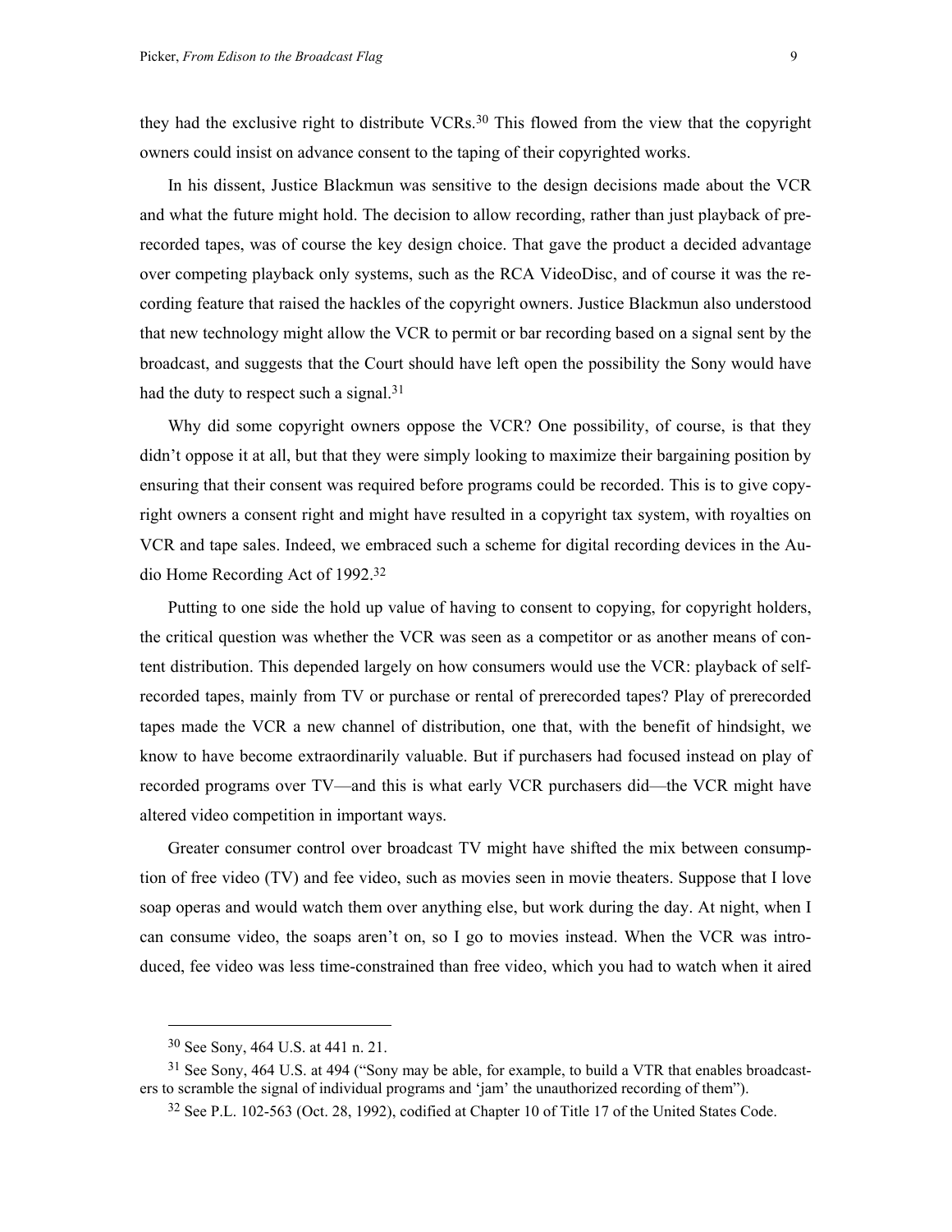they had the exclusive right to distribute VCRs.[30] This flowed from the view that the copyright owners could insist on advance consent to the taping of their copyrighted works.

In his dissent, Justice Blackmun was sensitive to the design decisions made about the VCR and what the future might hold. The decision to allow recording, rather than just playback of prerecorded tapes, was of course the key design choice. That gave the product a decided advantage over competing playback only systems, such as the RCA VideoDisc, and of course it was the recording feature that raised the hackles of the copyright owners. Justice Blackmun also understood that new technology might allow the VCR to permit or bar recording based on a signal sent by the broadcast, and suggests that the Court should have left open the possibility the Sony would have had the duty to respect such a signal.[31]

Why did some copyright owners oppose the VCR? One possibility, of course, is that they didn't oppose it at all, but that they were simply looking to maximize their bargaining position by ensuring that their consent was required before programs could be recorded. This is to give copyright owners a consent right and might have resulted in a copyright tax system, with royalties on VCR and tape sales. Indeed, we embraced such a scheme for digital recording devices in the Audio Home Recording Act of 1992.[32]

Putting to one side the hold up value of having to consent to copying, for copyright holders, the critical question was whether the VCR was seen as a competitor or as another means of content distribution. This depended largely on how consumers would use the VCR: playback of self-recorded tapes, mainly from TV or purchase or rental of prerecorded tapes? Play of prerecorded tapes made the VCR a new channel of distribution, one that, with the benefit of hindsight, we know to have become extraordinarily valuable. But if purchasers had focused instead on play of recorded programs over TV—and this is what early VCR purchasers did—the VCR might have altered video competition in important ways.

Greater consumer control over broadcast TV might have shifted the mix between consumption of free video (TV) and fee video, such as movies seen in movie theaters. Suppose that I love soap operas and would watch them over anything else, but work during the day. At night, when I can consume video, the soaps aren't on, so I go to movies instead. When the VCR was introduced, fee video was less time-constrained than free video, which you had to watch when it aired

---

[30] See Sony, 464 U.S. at 441 n. 21.

[31] See Sony, 464 U.S. at 494 ("Sony may be able, for example, to build a VTR that enables broadcasters to scramble the signal of individual programs and 'jam' the unauthorized recording of them").

[32] See P.L. 102-563 (Oct. 28, 1992), codified at Chapter 10 of Title 17 of the United States Code.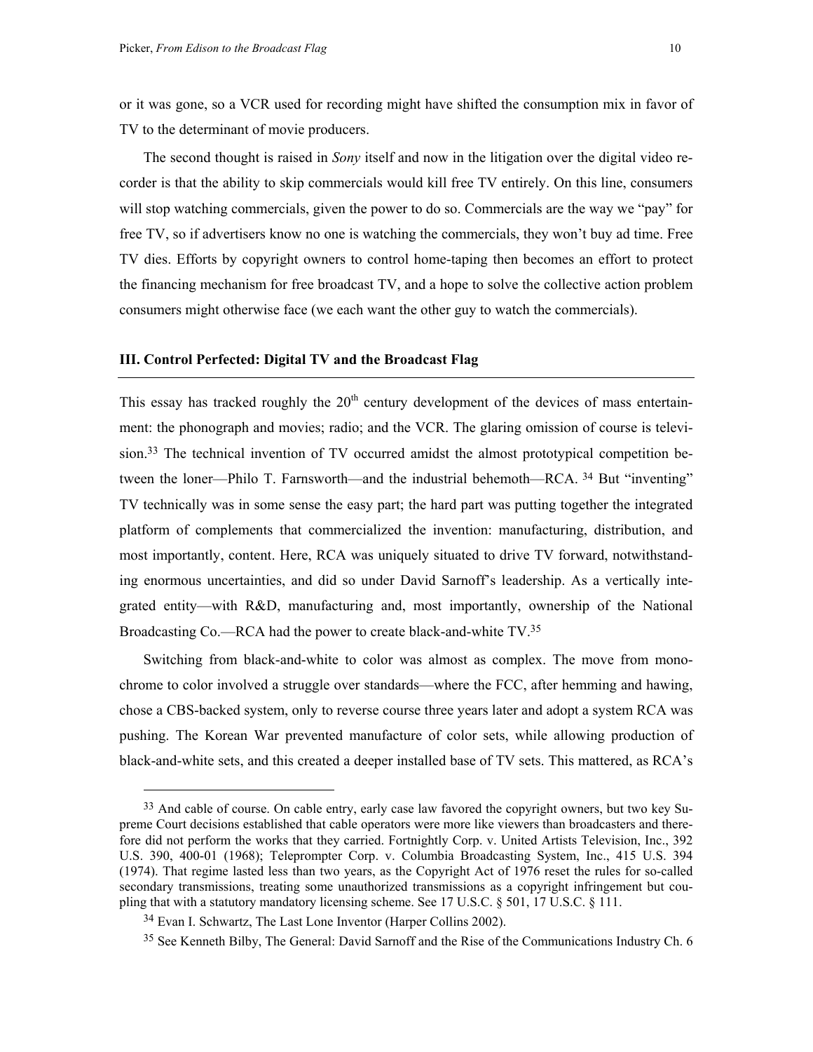or it was gone, so a VCR used for recording might have shifted the consumption mix in favor of TV to the determinant of movie producers.

The second thought is raised in *Sony* itself and now in the litigation over the digital video recorder is that the ability to skip commercials would kill free TV entirely. On this line, consumers will stop watching commercials, given the power to do so. Commercials are the way we "pay" for free TV, so if advertisers know no one is watching the commercials, they won't buy ad time. Free TV dies. Efforts by copyright owners to control home-taping then becomes an effort to protect the financing mechanism for free broadcast TV, and a hope to solve the collective action problem consumers might otherwise face (we each want the other guy to watch the commercials).

## III. Control Perfected: Digital TV and the Broadcast Flag

This essay has tracked roughly the 20th century development of the devices of mass entertainment: the phonograph and movies; radio; and the VCR. The glaring omission of course is television.[33] The technical invention of TV occurred amidst the almost prototypical competition between the loner—Philo T. Farnsworth—and the industrial behemoth—RCA. [34] But "inventing" TV technically was in some sense the easy part; the hard part was putting together the integrated platform of complements that commercialized the invention: manufacturing, distribution, and most importantly, content. Here, RCA was uniquely situated to drive TV forward, notwithstanding enormous uncertainties, and did so under David Sarnoff's leadership. As a vertically integrated entity—with R&D, manufacturing and, most importantly, ownership of the National Broadcasting Co.—RCA had the power to create black-and-white TV.[35]

Switching from black-and-white to color was almost as complex. The move from monochrome to color involved a struggle over standards—where the FCC, after hemming and hawing, chose a CBS-backed system, only to reverse course three years later and adopt a system RCA was pushing. The Korean War prevented manufacture of color sets, while allowing production of black-and-white sets, and this created a deeper installed base of TV sets. This mattered, as RCA's

---

[33] And cable of course. On cable entry, early case law favored the copyright owners, but two key Supreme Court decisions established that cable operators were more like viewers than broadcasters and therefore did not perform the works that they carried. Fortnightly Corp. v. United Artists Television, Inc., 392 U.S. 390, 400-01 (1968); Teleprompter Corp. v. Columbia Broadcasting System, Inc., 415 U.S. 394 (1974). That regime lasted less than two years, as the Copyright Act of 1976 reset the rules for so-called secondary transmissions, treating some unauthorized transmissions as a copyright infringement but coupling that with a statutory mandatory licensing scheme. See 17 U.S.C. § 501, 17 U.S.C. § 111.

[34] Evan I. Schwartz, The Last Lone Inventor (Harper Collins 2002).

[35] See Kenneth Bilby, The General: David Sarnoff and the Rise of the Communications Industry Ch. 6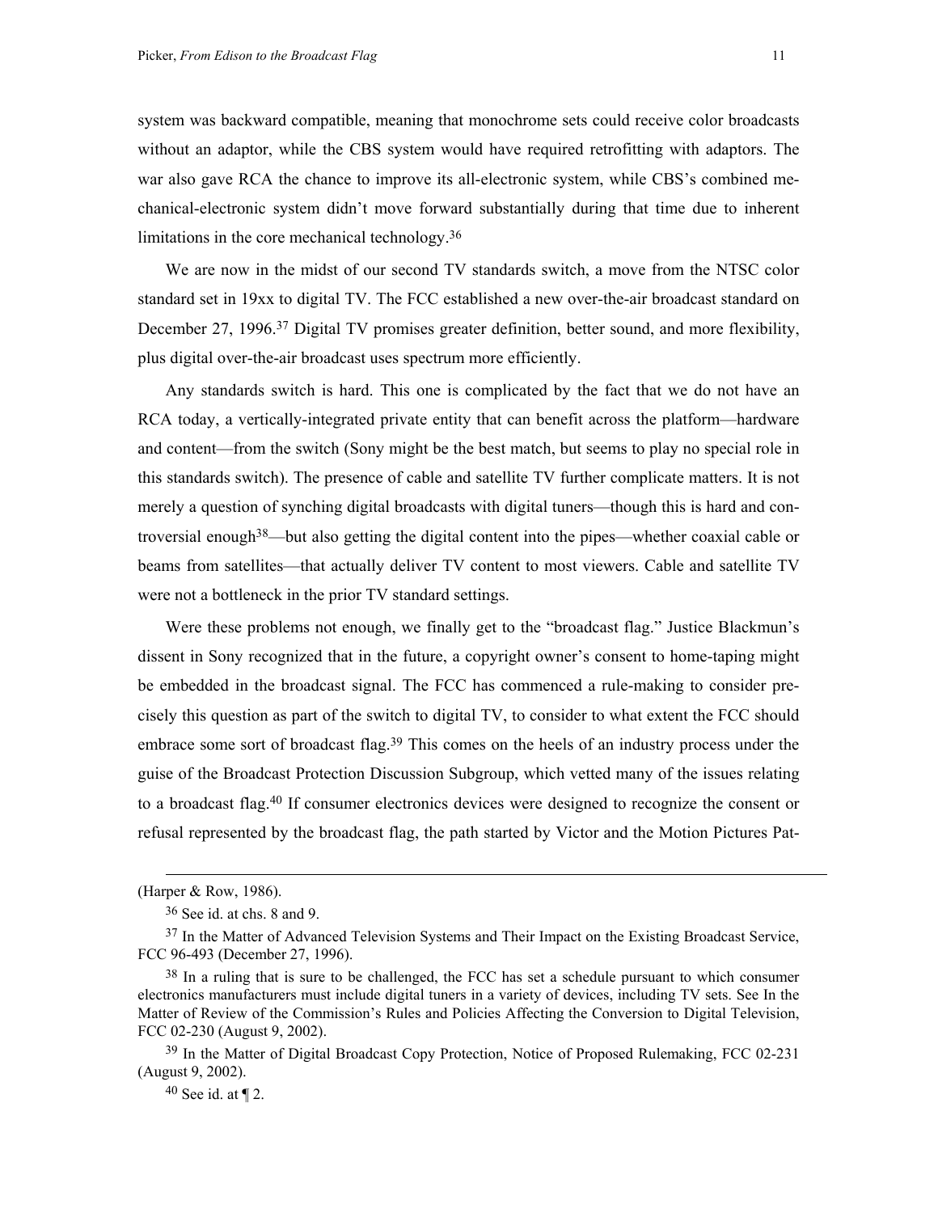system was backward compatible, meaning that monochrome sets could receive color broadcasts without an adaptor, while the CBS system would have required retrofitting with adaptors. The war also gave RCA the chance to improve its all-electronic system, while CBS's combined mechanical-electronic system didn't move forward substantially during that time due to inherent limitations in the core mechanical technology.[36]

We are now in the midst of our second TV standards switch, a move from the NTSC color standard set in 19xx to digital TV. The FCC established a new over-the-air broadcast standard on December 27, 1996.[37] Digital TV promises greater definition, better sound, and more flexibility, plus digital over-the-air broadcast uses spectrum more efficiently.

Any standards switch is hard. This one is complicated by the fact that we do not have an RCA today, a vertically-integrated private entity that can benefit across the platform—hardware and content—from the switch (Sony might be the best match, but seems to play no special role in this standards switch). The presence of cable and satellite TV further complicate matters. It is not merely a question of synching digital broadcasts with digital tuners—though this is hard and controversial enough[38]—but also getting the digital content into the pipes—whether coaxial cable or beams from satellites—that actually deliver TV content to most viewers. Cable and satellite TV were not a bottleneck in the prior TV standard settings.

Were these problems not enough, we finally get to the "broadcast flag." Justice Blackmun's dissent in Sony recognized that in the future, a copyright owner's consent to home-taping might be embedded in the broadcast signal. The FCC has commenced a rule-making to consider precisely this question as part of the switch to digital TV, to consider to what extent the FCC should embrace some sort of broadcast flag.[39] This comes on the heels of an industry process under the guise of the Broadcast Protection Discussion Subgroup, which vetted many of the issues relating to a broadcast flag.[40] If consumer electronics devices were designed to recognize the consent or refusal represented by the broadcast flag, the path started by Victor and the Motion Pictures Pat-

---

(Harper & Row, 1986).

[36] See id. at chs. 8 and 9.

[37] In the Matter of Advanced Television Systems and Their Impact on the Existing Broadcast Service, FCC 96-493 (December 27, 1996).

[38] In a ruling that is sure to be challenged, the FCC has set a schedule pursuant to which consumer electronics manufacturers must include digital tuners in a variety of devices, including TV sets. See In the Matter of Review of the Commission's Rules and Policies Affecting the Conversion to Digital Television, FCC 02-230 (August 9, 2002).

[39] In the Matter of Digital Broadcast Copy Protection, Notice of Proposed Rulemaking, FCC 02-231 (August 9, 2002).

[40] See id. at ¶ 2.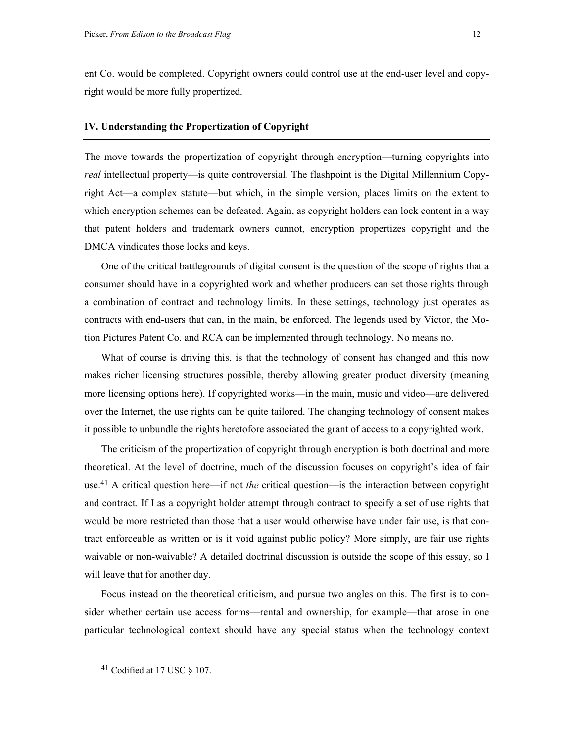ent Co. would be completed. Copyright owners could control use at the end-user level and copyright would be more fully propertized.

## IV. Understanding the Propertization of Copyright

The move towards the propertization of copyright through encryption—turning copyrights into *real* intellectual property—is quite controversial. The flashpoint is the Digital Millennium Copyright Act—a complex statute—but which, in the simple version, places limits on the extent to which encryption schemes can be defeated. Again, as copyright holders can lock content in a way that patent holders and trademark owners cannot, encryption propertizes copyright and the DMCA vindicates those locks and keys.

One of the critical battlegrounds of digital consent is the question of the scope of rights that a consumer should have in a copyrighted work and whether producers can set those rights through a combination of contract and technology limits. In these settings, technology just operates as contracts with end-users that can, in the main, be enforced. The legends used by Victor, the Motion Pictures Patent Co. and RCA can be implemented through technology. No means no.

What of course is driving this, is that the technology of consent has changed and this now makes richer licensing structures possible, thereby allowing greater product diversity (meaning more licensing options here). If copyrighted works—in the main, music and video—are delivered over the Internet, the use rights can be quite tailored. The changing technology of consent makes it possible to unbundle the rights heretofore associated the grant of access to a copyrighted work.

The criticism of the propertization of copyright through encryption is both doctrinal and more theoretical. At the level of doctrine, much of the discussion focuses on copyright's idea of fair use.[41] A critical question here—if not *the* critical question—is the interaction between copyright and contract. If I as a copyright holder attempt through contract to specify a set of use rights that would be more restricted than those that a user would otherwise have under fair use, is that contract enforceable as written or is it void against public policy? More simply, are fair use rights waivable or non-waivable? A detailed doctrinal discussion is outside the scope of this essay, so I will leave that for another day.

Focus instead on the theoretical criticism, and pursue two angles on this. The first is to consider whether certain use access forms—rental and ownership, for example—that arose in one particular technological context should have any special status when the technology context

[41] Codified at 17 USC § 107.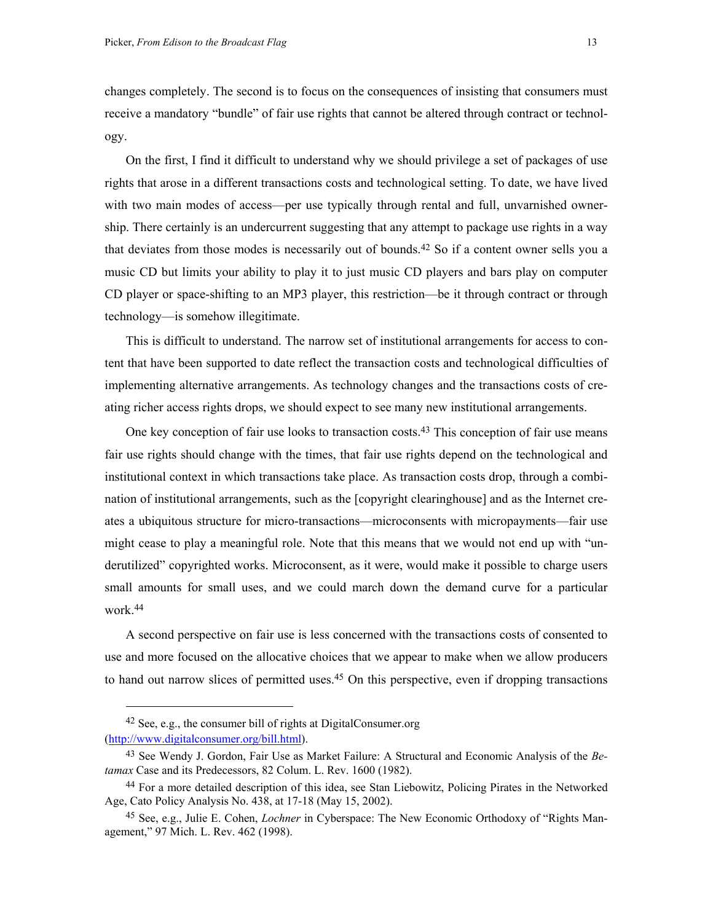changes completely. The second is to focus on the consequences of insisting that consumers must receive a mandatory "bundle" of fair use rights that cannot be altered through contract or technology.

On the first, I find it difficult to understand why we should privilege a set of packages of use rights that arose in a different transactions costs and technological setting. To date, we have lived with two main modes of access—per use typically through rental and full, unvarnished ownership. There certainly is an undercurrent suggesting that any attempt to package use rights in a way that deviates from those modes is necessarily out of bounds.[42] So if a content owner sells you a music CD but limits your ability to play it to just music CD players and bars play on computer CD player or space-shifting to an MP3 player, this restriction—be it through contract or through technology—is somehow illegitimate.

This is difficult to understand. The narrow set of institutional arrangements for access to content that have been supported to date reflect the transaction costs and technological difficulties of implementing alternative arrangements. As technology changes and the transactions costs of creating richer access rights drops, we should expect to see many new institutional arrangements.

One key conception of fair use looks to transaction costs.[43] This conception of fair use means fair use rights should change with the times, that fair use rights depend on the technological and institutional context in which transactions take place. As transaction costs drop, through a combination of institutional arrangements, such as the [copyright clearinghouse] and as the Internet creates a ubiquitous structure for micro-transactions—microconsents with micropayments—fair use might cease to play a meaningful role. Note that this means that we would not end up with "underutilized" copyrighted works. Microconsent, as it were, would make it possible to charge users small amounts for small uses, and we could march down the demand curve for a particular work.[44]

A second perspective on fair use is less concerned with the transactions costs of consented to use and more focused on the allocative choices that we appear to make when we allow producers to hand out narrow slices of permitted uses.[45] On this perspective, even if dropping transactions

---

[42] See, e.g., the consumer bill of rights at DigitalConsumer.org (http://www.digitalconsumer.org/bill.html).

[43] See Wendy J. Gordon, Fair Use as Market Failure: A Structural and Economic Analysis of the *Betamax* Case and its Predecessors, 82 Colum. L. Rev. 1600 (1982).

[44] For a more detailed description of this idea, see Stan Liebowitz, Policing Pirates in the Networked Age, Cato Policy Analysis No. 438, at 17-18 (May 15, 2002).

[45] See, e.g., Julie E. Cohen, *Lochner* in Cyberspace: The New Economic Orthodoxy of "Rights Management," 97 Mich. L. Rev. 462 (1998).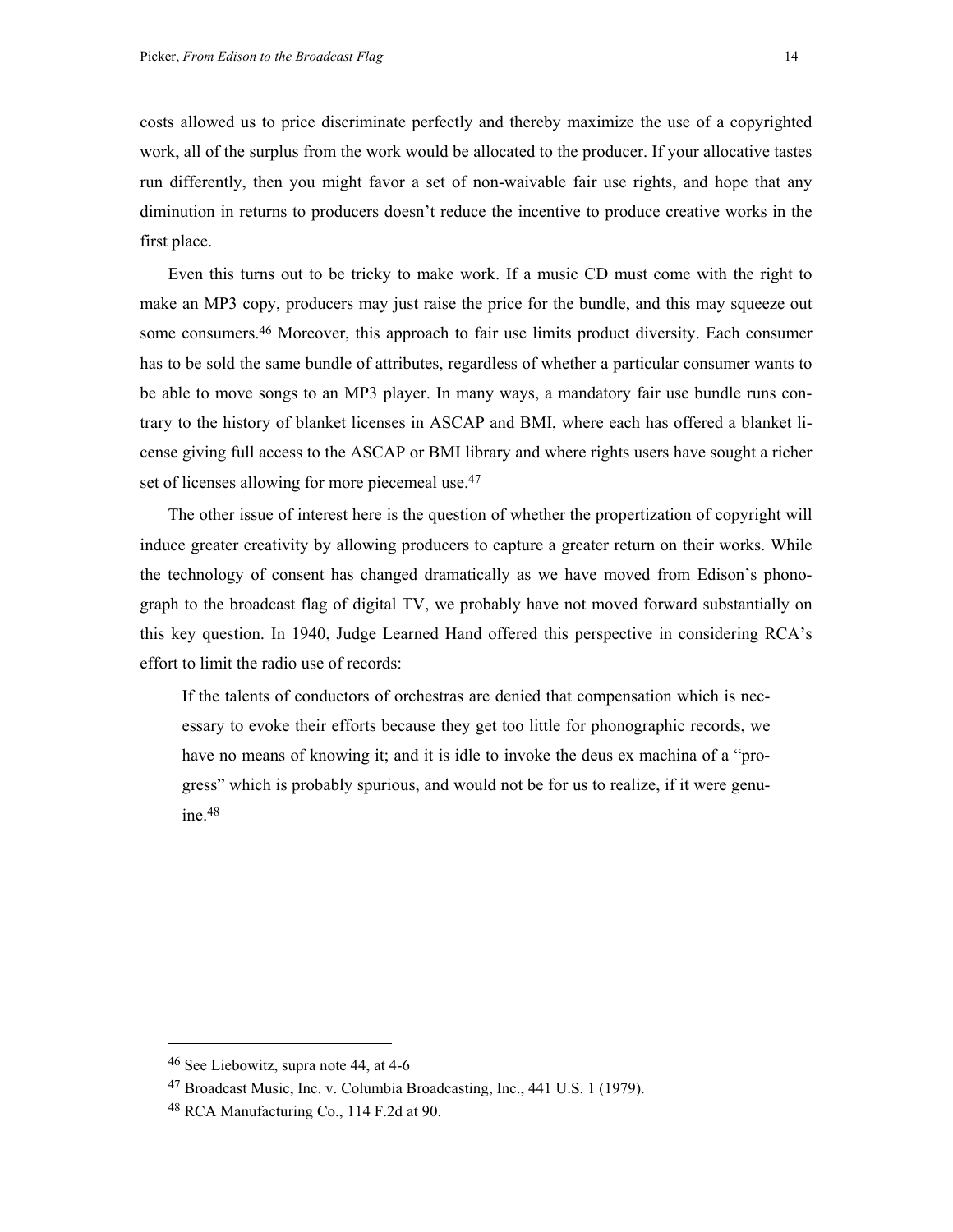costs allowed us to price discriminate perfectly and thereby maximize the use of a copyrighted work, all of the surplus from the work would be allocated to the producer. If your allocative tastes run differently, then you might favor a set of non-waivable fair use rights, and hope that any diminution in returns to producers doesn't reduce the incentive to produce creative works in the first place.

Even this turns out to be tricky to make work. If a music CD must come with the right to make an MP3 copy, producers may just raise the price for the bundle, and this may squeeze out some consumers.[46] Moreover, this approach to fair use limits product diversity. Each consumer has to be sold the same bundle of attributes, regardless of whether a particular consumer wants to be able to move songs to an MP3 player. In many ways, a mandatory fair use bundle runs contrary to the history of blanket licenses in ASCAP and BMI, where each has offered a blanket license giving full access to the ASCAP or BMI library and where rights users have sought a richer set of licenses allowing for more piecemeal use.[47]

The other issue of interest here is the question of whether the propertization of copyright will induce greater creativity by allowing producers to capture a greater return on their works. While the technology of consent has changed dramatically as we have moved from Edison's phonograph to the broadcast flag of digital TV, we probably have not moved forward substantially on this key question. In 1940, Judge Learned Hand offered this perspective in considering RCA's effort to limit the radio use of records:

> If the talents of conductors of orchestras are denied that compensation which is necessary to evoke their efforts because they get too little for phonographic records, we have no means of knowing it; and it is idle to invoke the deus ex machina of a "progress" which is probably spurious, and would not be for us to realize, if it were genuine.[48]

---

[46] See Liebowitz, supra note 44, at 4-6

[47] Broadcast Music, Inc. v. Columbia Broadcasting, Inc., 441 U.S. 1 (1979).

[48] RCA Manufacturing Co., 114 F.2d at 90.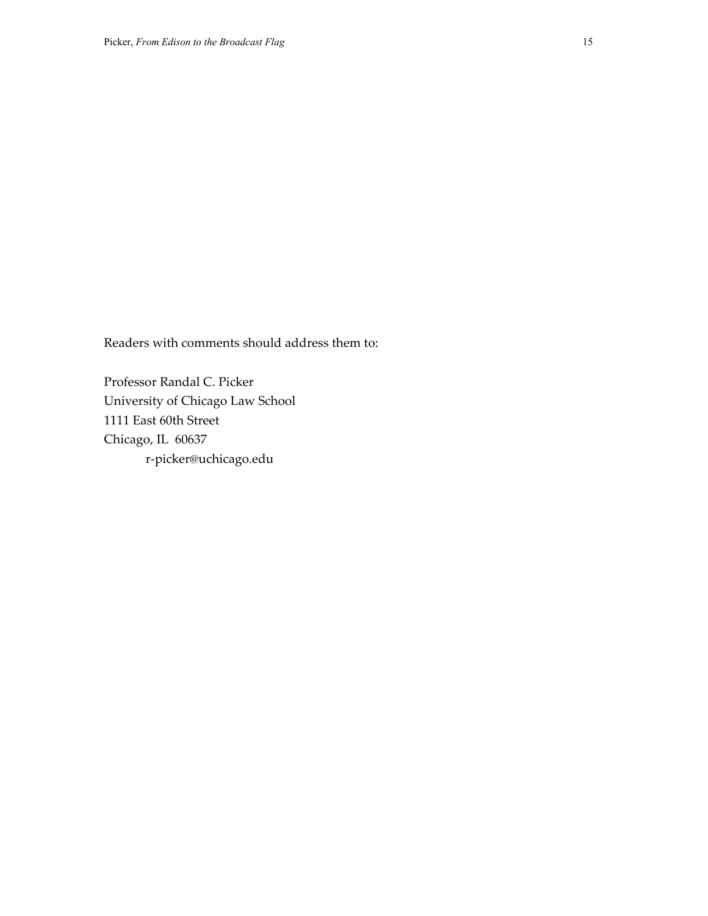Readers with comments should address them to:

Professor Randal C. Picker
University of Chicago Law School
1111 East 60th Street
Chicago, IL 60637
r-picker@uchicago.edu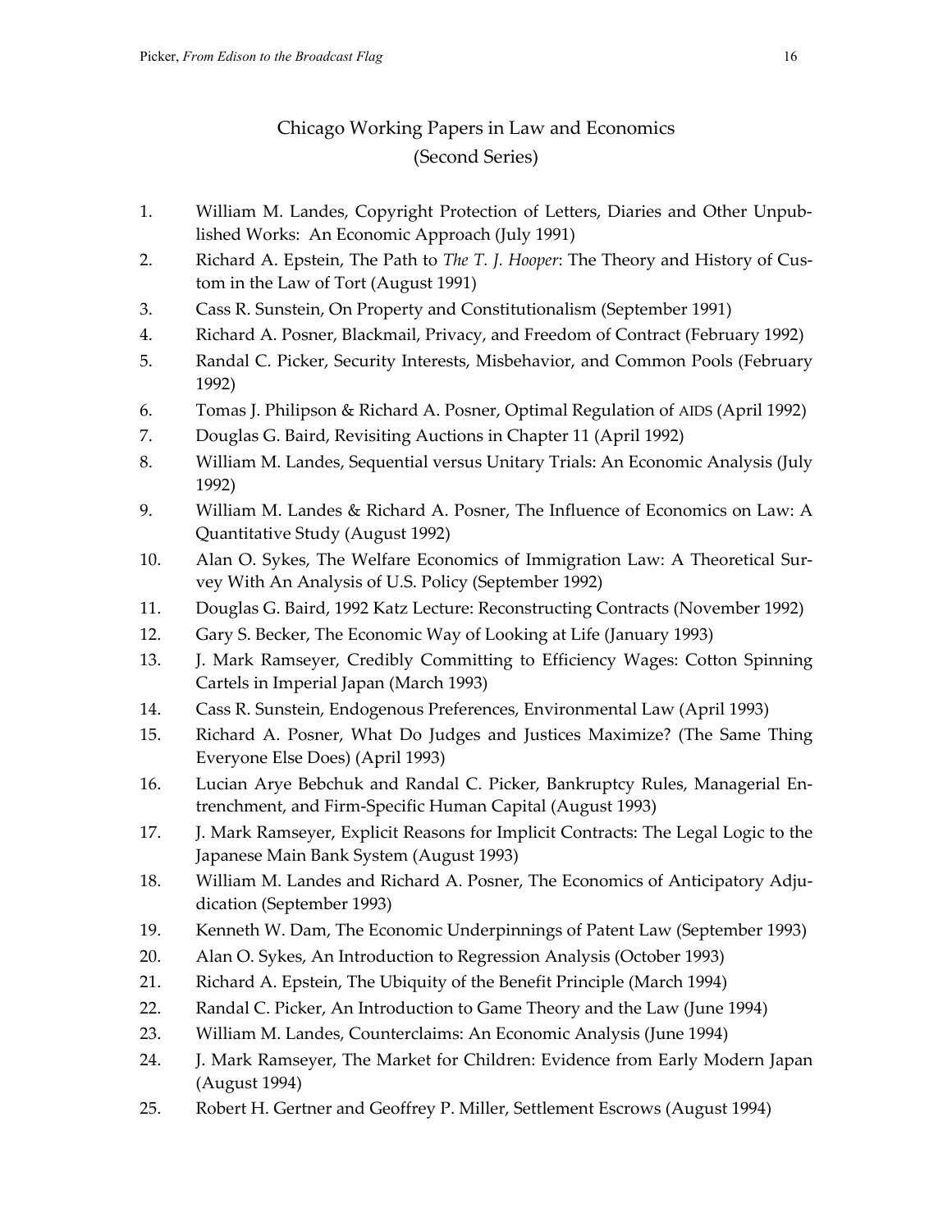# Chicago Working Papers in Law and Economics
## (Second Series)

1. William M. Landes, Copyright Protection of Letters, Diaries and Other Unpublished Works: An Economic Approach (July 1991)
2. Richard A. Epstein, The Path to *The T. J. Hooper*: The Theory and History of Custom in the Law of Tort (August 1991)
3. Cass R. Sunstein, On Property and Constitutionalism (September 1991)
4. Richard A. Posner, Blackmail, Privacy, and Freedom of Contract (February 1992)
5. Randal C. Picker, Security Interests, Misbehavior, and Common Pools (February 1992)
6. Tomas J. Philipson & Richard A. Posner, Optimal Regulation of AIDS (April 1992)
7. Douglas G. Baird, Revisiting Auctions in Chapter 11 (April 1992)
8. William M. Landes, Sequential versus Unitary Trials: An Economic Analysis (July 1992)
9. William M. Landes & Richard A. Posner, The Influence of Economics on Law: A Quantitative Study (August 1992)
10. Alan O. Sykes, The Welfare Economics of Immigration Law: A Theoretical Survey With An Analysis of U.S. Policy (September 1992)
11. Douglas G. Baird, 1992 Katz Lecture: Reconstructing Contracts (November 1992)
12. Gary S. Becker, The Economic Way of Looking at Life (January 1993)
13. J. Mark Ramseyer, Credibly Committing to Efficiency Wages: Cotton Spinning Cartels in Imperial Japan (March 1993)
14. Cass R. Sunstein, Endogenous Preferences, Environmental Law (April 1993)
15. Richard A. Posner, What Do Judges and Justices Maximize? (The Same Thing Everyone Else Does) (April 1993)
16. Lucian Arye Bebchuk and Randal C. Picker, Bankruptcy Rules, Managerial Entrenchment, and Firm-Specific Human Capital (August 1993)
17. J. Mark Ramseyer, Explicit Reasons for Implicit Contracts: The Legal Logic to the Japanese Main Bank System (August 1993)
18. William M. Landes and Richard A. Posner, The Economics of Anticipatory Adjudication (September 1993)
19. Kenneth W. Dam, The Economic Underpinnings of Patent Law (September 1993)
20. Alan O. Sykes, An Introduction to Regression Analysis (October 1993)
21. Richard A. Epstein, The Ubiquity of the Benefit Principle (March 1994)
22. Randal C. Picker, An Introduction to Game Theory and the Law (June 1994)
23. William M. Landes, Counterclaims: An Economic Analysis (June 1994)
24. J. Mark Ramseyer, The Market for Children: Evidence from Early Modern Japan (August 1994)
25. Robert H. Gertner and Geoffrey P. Miller, Settlement Escrows (August 1994)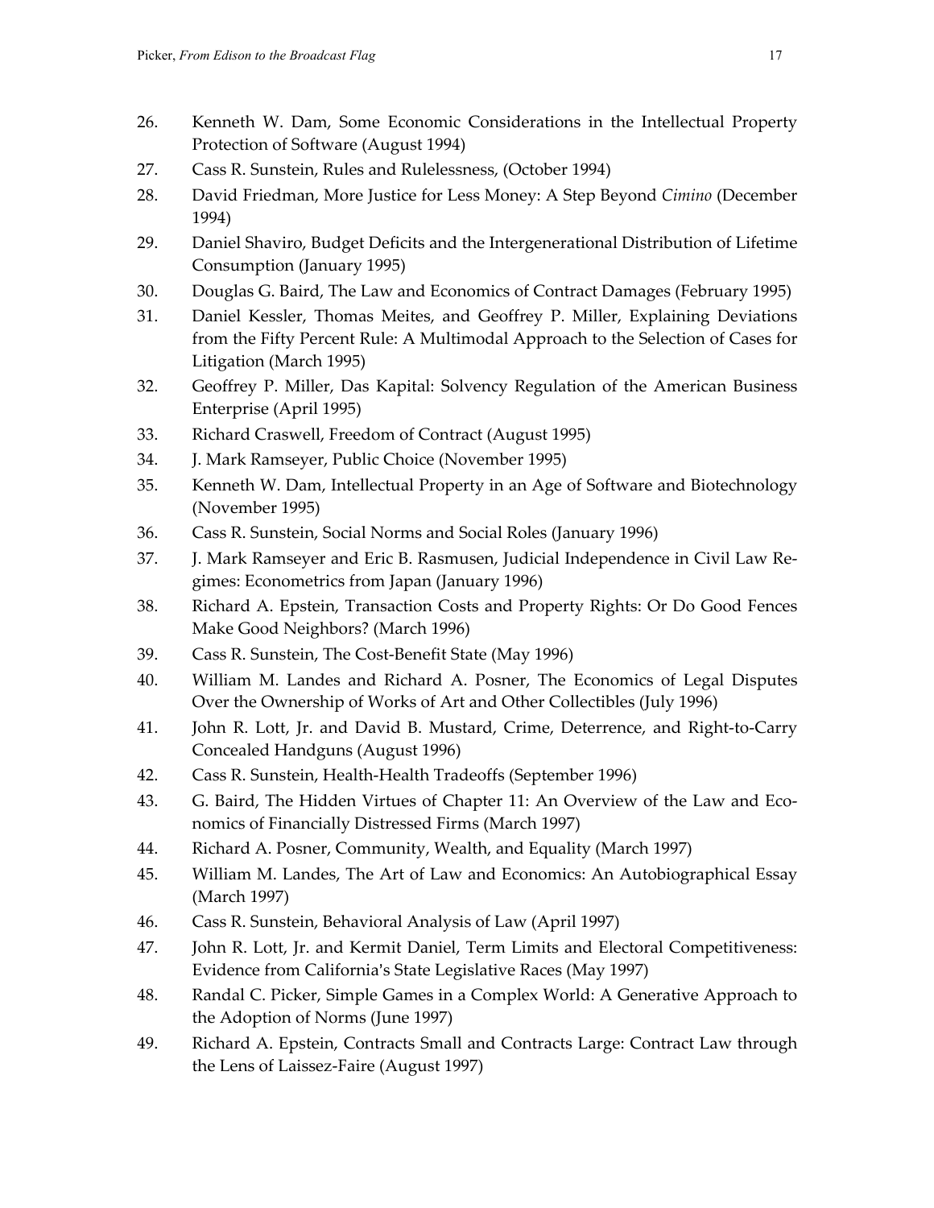26. Kenneth W. Dam, Some Economic Considerations in the Intellectual Property Protection of Software (August 1994)
27. Cass R. Sunstein, Rules and Rulelessness, (October 1994)
28. David Friedman, More Justice for Less Money: A Step Beyond *Cimino* (December 1994)
29. Daniel Shaviro, Budget Deficits and the Intergenerational Distribution of Lifetime Consumption (January 1995)
30. Douglas G. Baird, The Law and Economics of Contract Damages (February 1995)
31. Daniel Kessler, Thomas Meites, and Geoffrey P. Miller, Explaining Deviations from the Fifty Percent Rule: A Multimodal Approach to the Selection of Cases for Litigation (March 1995)
32. Geoffrey P. Miller, Das Kapital: Solvency Regulation of the American Business Enterprise (April 1995)
33. Richard Craswell, Freedom of Contract (August 1995)
34. J. Mark Ramseyer, Public Choice (November 1995)
35. Kenneth W. Dam, Intellectual Property in an Age of Software and Biotechnology (November 1995)
36. Cass R. Sunstein, Social Norms and Social Roles (January 1996)
37. J. Mark Ramseyer and Eric B. Rasmusen, Judicial Independence in Civil Law Regimes: Econometrics from Japan (January 1996)
38. Richard A. Epstein, Transaction Costs and Property Rights: Or Do Good Fences Make Good Neighbors? (March 1996)
39. Cass R. Sunstein, The Cost-Benefit State (May 1996)
40. William M. Landes and Richard A. Posner, The Economics of Legal Disputes Over the Ownership of Works of Art and Other Collectibles (July 1996)
41. John R. Lott, Jr. and David B. Mustard, Crime, Deterrence, and Right-to-Carry Concealed Handguns (August 1996)
42. Cass R. Sunstein, Health-Health Tradeoffs (September 1996)
43. G. Baird, The Hidden Virtues of Chapter 11: An Overview of the Law and Economics of Financially Distressed Firms (March 1997)
44. Richard A. Posner, Community, Wealth, and Equality (March 1997)
45. William M. Landes, The Art of Law and Economics: An Autobiographical Essay (March 1997)
46. Cass R. Sunstein, Behavioral Analysis of Law (April 1997)
47. John R. Lott, Jr. and Kermit Daniel, Term Limits and Electoral Competitiveness: Evidence from California's State Legislative Races (May 1997)
48. Randal C. Picker, Simple Games in a Complex World: A Generative Approach to the Adoption of Norms (June 1997)
49. Richard A. Epstein, Contracts Small and Contracts Large: Contract Law through the Lens of Laissez-Faire (August 1997)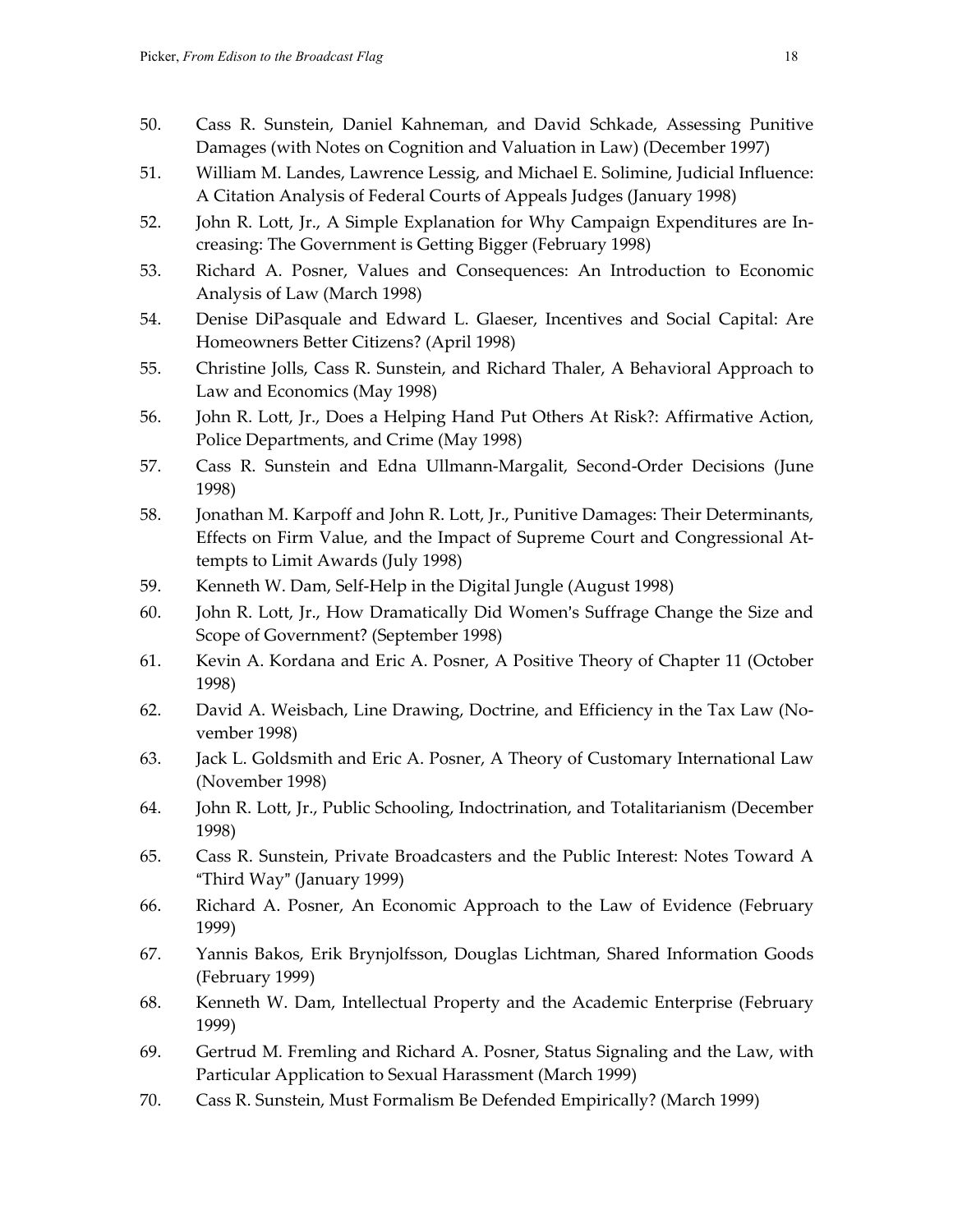50. Cass R. Sunstein, Daniel Kahneman, and David Schkade, Assessing Punitive Damages (with Notes on Cognition and Valuation in Law) (December 1997)
51. William M. Landes, Lawrence Lessig, and Michael E. Solimine, Judicial Influence: A Citation Analysis of Federal Courts of Appeals Judges (January 1998)
52. John R. Lott, Jr., A Simple Explanation for Why Campaign Expenditures are Increasing: The Government is Getting Bigger (February 1998)
53. Richard A. Posner, Values and Consequences: An Introduction to Economic Analysis of Law (March 1998)
54. Denise DiPasquale and Edward L. Glaeser, Incentives and Social Capital: Are Homeowners Better Citizens? (April 1998)
55. Christine Jolls, Cass R. Sunstein, and Richard Thaler, A Behavioral Approach to Law and Economics (May 1998)
56. John R. Lott, Jr., Does a Helping Hand Put Others At Risk?: Affirmative Action, Police Departments, and Crime (May 1998)
57. Cass R. Sunstein and Edna Ullmann-Margalit, Second-Order Decisions (June 1998)
58. Jonathan M. Karpoff and John R. Lott, Jr., Punitive Damages: Their Determinants, Effects on Firm Value, and the Impact of Supreme Court and Congressional Attempts to Limit Awards (July 1998)
59. Kenneth W. Dam, Self-Help in the Digital Jungle (August 1998)
60. John R. Lott, Jr., How Dramatically Did Women's Suffrage Change the Size and Scope of Government? (September 1998)
61. Kevin A. Kordana and Eric A. Posner, A Positive Theory of Chapter 11 (October 1998)
62. David A. Weisbach, Line Drawing, Doctrine, and Efficiency in the Tax Law (November 1998)
63. Jack L. Goldsmith and Eric A. Posner, A Theory of Customary International Law (November 1998)
64. John R. Lott, Jr., Public Schooling, Indoctrination, and Totalitarianism (December 1998)
65. Cass R. Sunstein, Private Broadcasters and the Public Interest: Notes Toward A "Third Way" (January 1999)
66. Richard A. Posner, An Economic Approach to the Law of Evidence (February 1999)
67. Yannis Bakos, Erik Brynjolfsson, Douglas Lichtman, Shared Information Goods (February 1999)
68. Kenneth W. Dam, Intellectual Property and the Academic Enterprise (February 1999)
69. Gertrud M. Fremling and Richard A. Posner, Status Signaling and the Law, with Particular Application to Sexual Harassment (March 1999)
70. Cass R. Sunstein, Must Formalism Be Defended Empirically? (March 1999)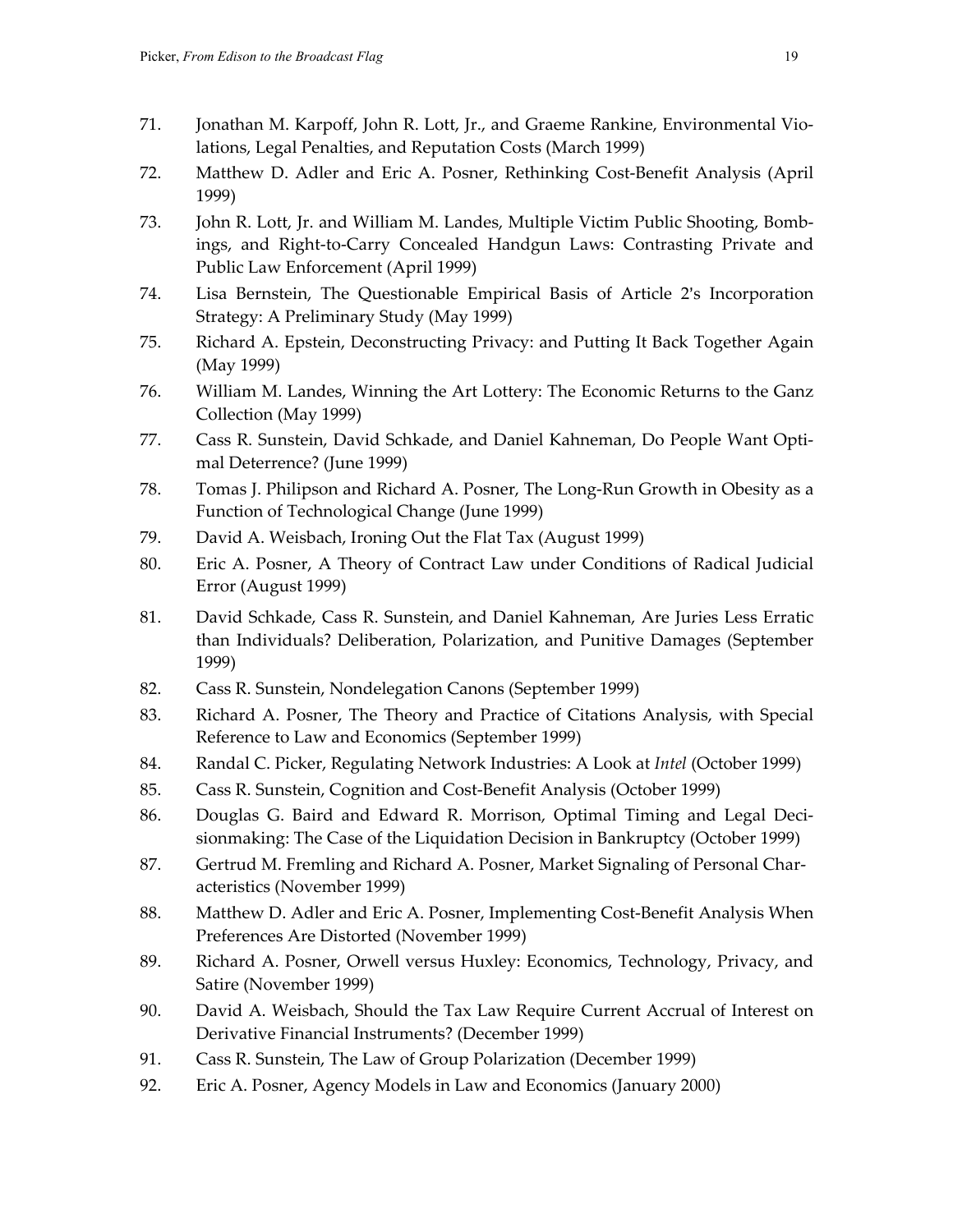71. Jonathan M. Karpoff, John R. Lott, Jr., and Graeme Rankine, Environmental Violations, Legal Penalties, and Reputation Costs (March 1999)
72. Matthew D. Adler and Eric A. Posner, Rethinking Cost-Benefit Analysis (April 1999)
73. John R. Lott, Jr. and William M. Landes, Multiple Victim Public Shooting, Bombings, and Right-to-Carry Concealed Handgun Laws: Contrasting Private and Public Law Enforcement (April 1999)
74. Lisa Bernstein, The Questionable Empirical Basis of Article 2's Incorporation Strategy: A Preliminary Study (May 1999)
75. Richard A. Epstein, Deconstructing Privacy: and Putting It Back Together Again (May 1999)
76. William M. Landes, Winning the Art Lottery: The Economic Returns to the Ganz Collection (May 1999)
77. Cass R. Sunstein, David Schkade, and Daniel Kahneman, Do People Want Optimal Deterrence? (June 1999)
78. Tomas J. Philipson and Richard A. Posner, The Long-Run Growth in Obesity as a Function of Technological Change (June 1999)
79. David A. Weisbach, Ironing Out the Flat Tax (August 1999)
80. Eric A. Posner, A Theory of Contract Law under Conditions of Radical Judicial Error (August 1999)
81. David Schkade, Cass R. Sunstein, and Daniel Kahneman, Are Juries Less Erratic than Individuals? Deliberation, Polarization, and Punitive Damages (September 1999)
82. Cass R. Sunstein, Nondelegation Canons (September 1999)
83. Richard A. Posner, The Theory and Practice of Citations Analysis, with Special Reference to Law and Economics (September 1999)
84. Randal C. Picker, Regulating Network Industries: A Look at *Intel* (October 1999)
85. Cass R. Sunstein, Cognition and Cost-Benefit Analysis (October 1999)
86. Douglas G. Baird and Edward R. Morrison, Optimal Timing and Legal Decisionmaking: The Case of the Liquidation Decision in Bankruptcy (October 1999)
87. Gertrud M. Fremling and Richard A. Posner, Market Signaling of Personal Characteristics (November 1999)
88. Matthew D. Adler and Eric A. Posner, Implementing Cost-Benefit Analysis When Preferences Are Distorted (November 1999)
89. Richard A. Posner, Orwell versus Huxley: Economics, Technology, Privacy, and Satire (November 1999)
90. David A. Weisbach, Should the Tax Law Require Current Accrual of Interest on Derivative Financial Instruments? (December 1999)
91. Cass R. Sunstein, The Law of Group Polarization (December 1999)
92. Eric A. Posner, Agency Models in Law and Economics (January 2000)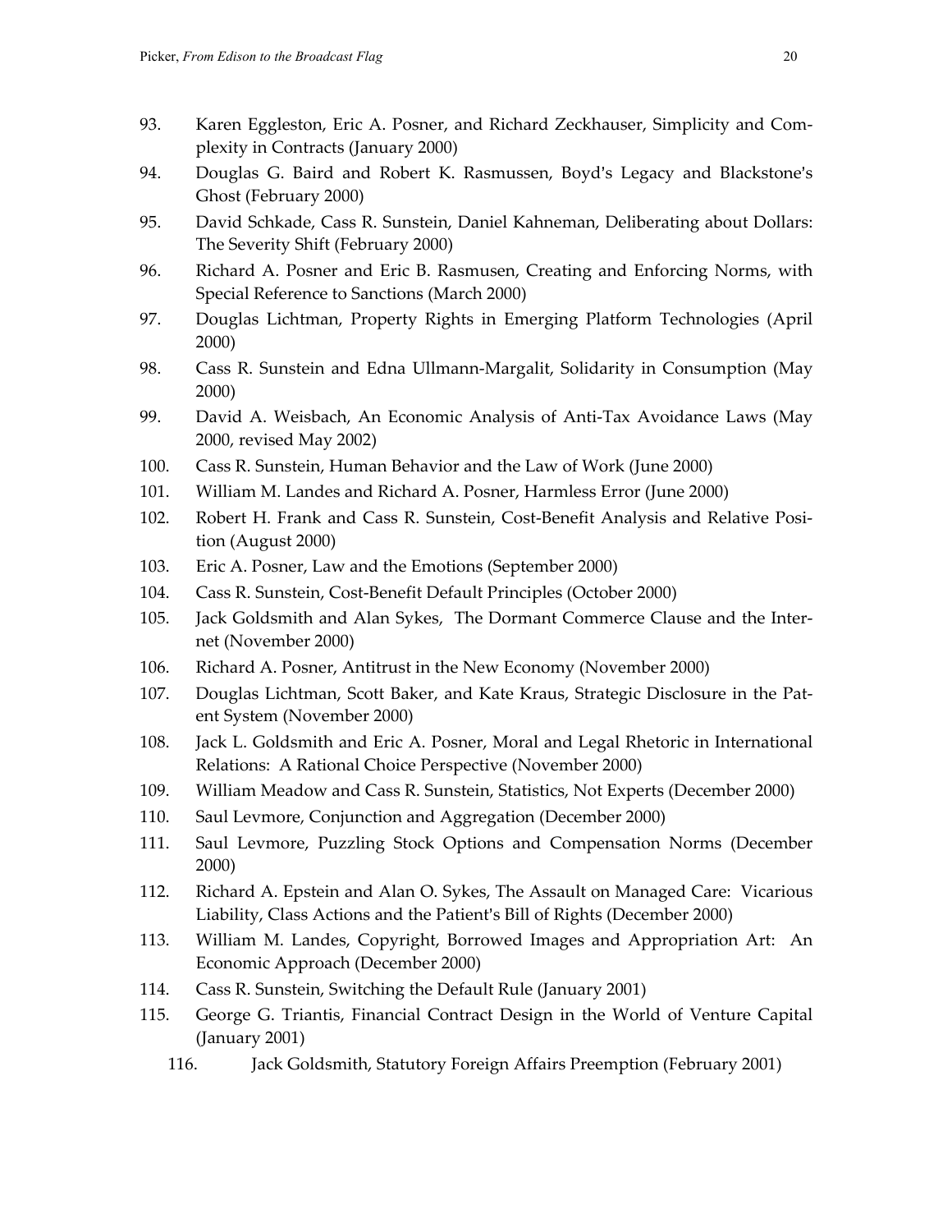93. Karen Eggleston, Eric A. Posner, and Richard Zeckhauser, Simplicity and Complexity in Contracts (January 2000)
94. Douglas G. Baird and Robert K. Rasmussen, Boyd's Legacy and Blackstone's Ghost (February 2000)
95. David Schkade, Cass R. Sunstein, Daniel Kahneman, Deliberating about Dollars: The Severity Shift (February 2000)
96. Richard A. Posner and Eric B. Rasmusen, Creating and Enforcing Norms, with Special Reference to Sanctions (March 2000)
97. Douglas Lichtman, Property Rights in Emerging Platform Technologies (April 2000)
98. Cass R. Sunstein and Edna Ullmann-Margalit, Solidarity in Consumption (May 2000)
99. David A. Weisbach, An Economic Analysis of Anti-Tax Avoidance Laws (May 2000, revised May 2002)
100. Cass R. Sunstein, Human Behavior and the Law of Work (June 2000)
101. William M. Landes and Richard A. Posner, Harmless Error (June 2000)
102. Robert H. Frank and Cass R. Sunstein, Cost-Benefit Analysis and Relative Position (August 2000)
103. Eric A. Posner, Law and the Emotions (September 2000)
104. Cass R. Sunstein, Cost-Benefit Default Principles (October 2000)
105. Jack Goldsmith and Alan Sykes, The Dormant Commerce Clause and the Internet (November 2000)
106. Richard A. Posner, Antitrust in the New Economy (November 2000)
107. Douglas Lichtman, Scott Baker, and Kate Kraus, Strategic Disclosure in the Patent System (November 2000)
108. Jack L. Goldsmith and Eric A. Posner, Moral and Legal Rhetoric in International Relations: A Rational Choice Perspective (November 2000)
109. William Meadow and Cass R. Sunstein, Statistics, Not Experts (December 2000)
110. Saul Levmore, Conjunction and Aggregation (December 2000)
111. Saul Levmore, Puzzling Stock Options and Compensation Norms (December 2000)
112. Richard A. Epstein and Alan O. Sykes, The Assault on Managed Care: Vicarious Liability, Class Actions and the Patient's Bill of Rights (December 2000)
113. William M. Landes, Copyright, Borrowed Images and Appropriation Art: An Economic Approach (December 2000)
114. Cass R. Sunstein, Switching the Default Rule (January 2001)
115. George G. Triantis, Financial Contract Design in the World of Venture Capital (January 2001)
116. Jack Goldsmith, Statutory Foreign Affairs Preemption (February 2001)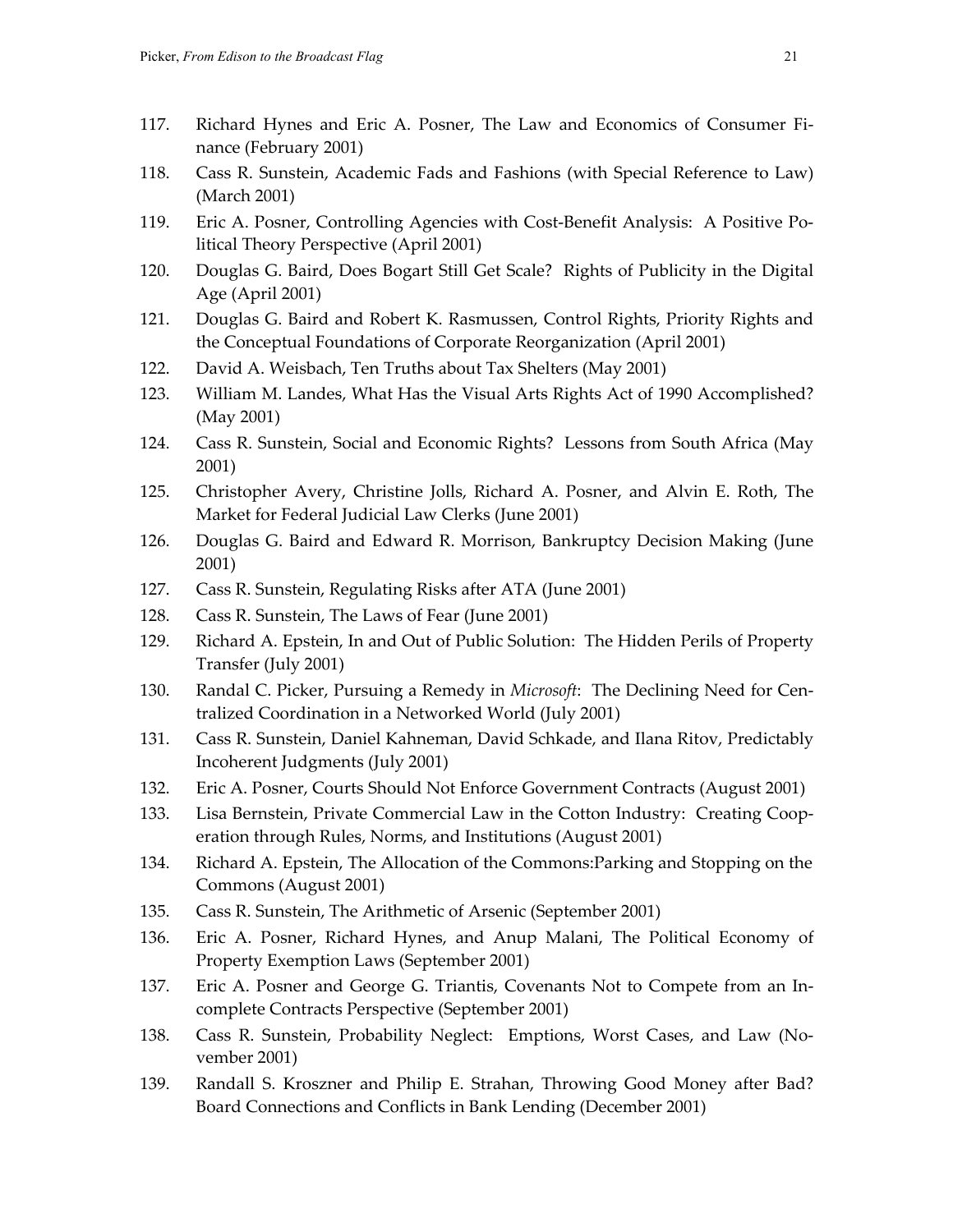117. Richard Hynes and Eric A. Posner, The Law and Economics of Consumer Finance (February 2001)
118. Cass R. Sunstein, Academic Fads and Fashions (with Special Reference to Law) (March 2001)
119. Eric A. Posner, Controlling Agencies with Cost-Benefit Analysis: A Positive Political Theory Perspective (April 2001)
120. Douglas G. Baird, Does Bogart Still Get Scale? Rights of Publicity in the Digital Age (April 2001)
121. Douglas G. Baird and Robert K. Rasmussen, Control Rights, Priority Rights and the Conceptual Foundations of Corporate Reorganization (April 2001)
122. David A. Weisbach, Ten Truths about Tax Shelters (May 2001)
123. William M. Landes, What Has the Visual Arts Rights Act of 1990 Accomplished? (May 2001)
124. Cass R. Sunstein, Social and Economic Rights? Lessons from South Africa (May 2001)
125. Christopher Avery, Christine Jolls, Richard A. Posner, and Alvin E. Roth, The Market for Federal Judicial Law Clerks (June 2001)
126. Douglas G. Baird and Edward R. Morrison, Bankruptcy Decision Making (June 2001)
127. Cass R. Sunstein, Regulating Risks after ATA (June 2001)
128. Cass R. Sunstein, The Laws of Fear (June 2001)
129. Richard A. Epstein, In and Out of Public Solution: The Hidden Perils of Property Transfer (July 2001)
130. Randal C. Picker, Pursuing a Remedy in *Microsoft*: The Declining Need for Centralized Coordination in a Networked World (July 2001)
131. Cass R. Sunstein, Daniel Kahneman, David Schkade, and Ilana Ritov, Predictably Incoherent Judgments (July 2001)
132. Eric A. Posner, Courts Should Not Enforce Government Contracts (August 2001)
133. Lisa Bernstein, Private Commercial Law in the Cotton Industry: Creating Cooperation through Rules, Norms, and Institutions (August 2001)
134. Richard A. Epstein, The Allocation of the Commons:Parking and Stopping on the Commons (August 2001)
135. Cass R. Sunstein, The Arithmetic of Arsenic (September 2001)
136. Eric A. Posner, Richard Hynes, and Anup Malani, The Political Economy of Property Exemption Laws (September 2001)
137. Eric A. Posner and George G. Triantis, Covenants Not to Compete from an Incomplete Contracts Perspective (September 2001)
138. Cass R. Sunstein, Probability Neglect: Emptions, Worst Cases, and Law (November 2001)
139. Randall S. Kroszner and Philip E. Strahan, Throwing Good Money after Bad? Board Connections and Conflicts in Bank Lending (December 2001)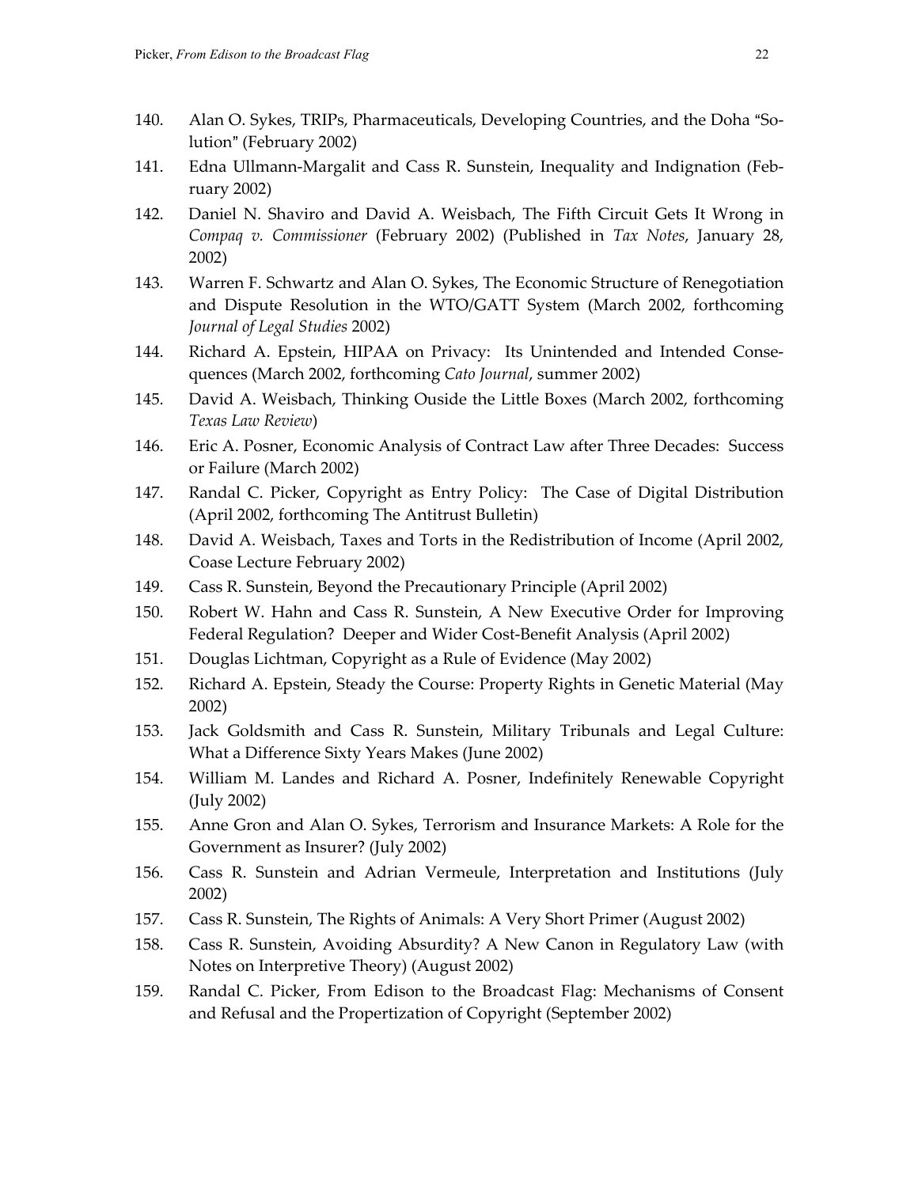140. Alan O. Sykes, TRIPs, Pharmaceuticals, Developing Countries, and the Doha "Solution" (February 2002)
141. Edna Ullmann-Margalit and Cass R. Sunstein, Inequality and Indignation (February 2002)
142. Daniel N. Shaviro and David A. Weisbach, The Fifth Circuit Gets It Wrong in *Compaq v. Commissioner* (February 2002) (Published in *Tax Notes*, January 28, 2002)
143. Warren F. Schwartz and Alan O. Sykes, The Economic Structure of Renegotiation and Dispute Resolution in the WTO/GATT System (March 2002, forthcoming *Journal of Legal Studies* 2002)
144. Richard A. Epstein, HIPAA on Privacy: Its Unintended and Intended Consequences (March 2002, forthcoming *Cato Journal*, summer 2002)
145. David A. Weisbach, Thinking Ouside the Little Boxes (March 2002, forthcoming *Texas Law Review*)
146. Eric A. Posner, Economic Analysis of Contract Law after Three Decades: Success or Failure (March 2002)
147. Randal C. Picker, Copyright as Entry Policy: The Case of Digital Distribution (April 2002, forthcoming The Antitrust Bulletin)
148. David A. Weisbach, Taxes and Torts in the Redistribution of Income (April 2002, Coase Lecture February 2002)
149. Cass R. Sunstein, Beyond the Precautionary Principle (April 2002)
150. Robert W. Hahn and Cass R. Sunstein, A New Executive Order for Improving Federal Regulation? Deeper and Wider Cost-Benefit Analysis (April 2002)
151. Douglas Lichtman, Copyright as a Rule of Evidence (May 2002)
152. Richard A. Epstein, Steady the Course: Property Rights in Genetic Material (May 2002)
153. Jack Goldsmith and Cass R. Sunstein, Military Tribunals and Legal Culture: What a Difference Sixty Years Makes (June 2002)
154. William M. Landes and Richard A. Posner, Indefinitely Renewable Copyright (July 2002)
155. Anne Gron and Alan O. Sykes, Terrorism and Insurance Markets: A Role for the Government as Insurer? (July 2002)
156. Cass R. Sunstein and Adrian Vermeule, Interpretation and Institutions (July 2002)
157. Cass R. Sunstein, The Rights of Animals: A Very Short Primer (August 2002)
158. Cass R. Sunstein, Avoiding Absurdity? A New Canon in Regulatory Law (with Notes on Interpretive Theory) (August 2002)
159. Randal C. Picker, From Edison to the Broadcast Flag: Mechanisms of Consent and Refusal and the Propertization of Copyright (September 2002)